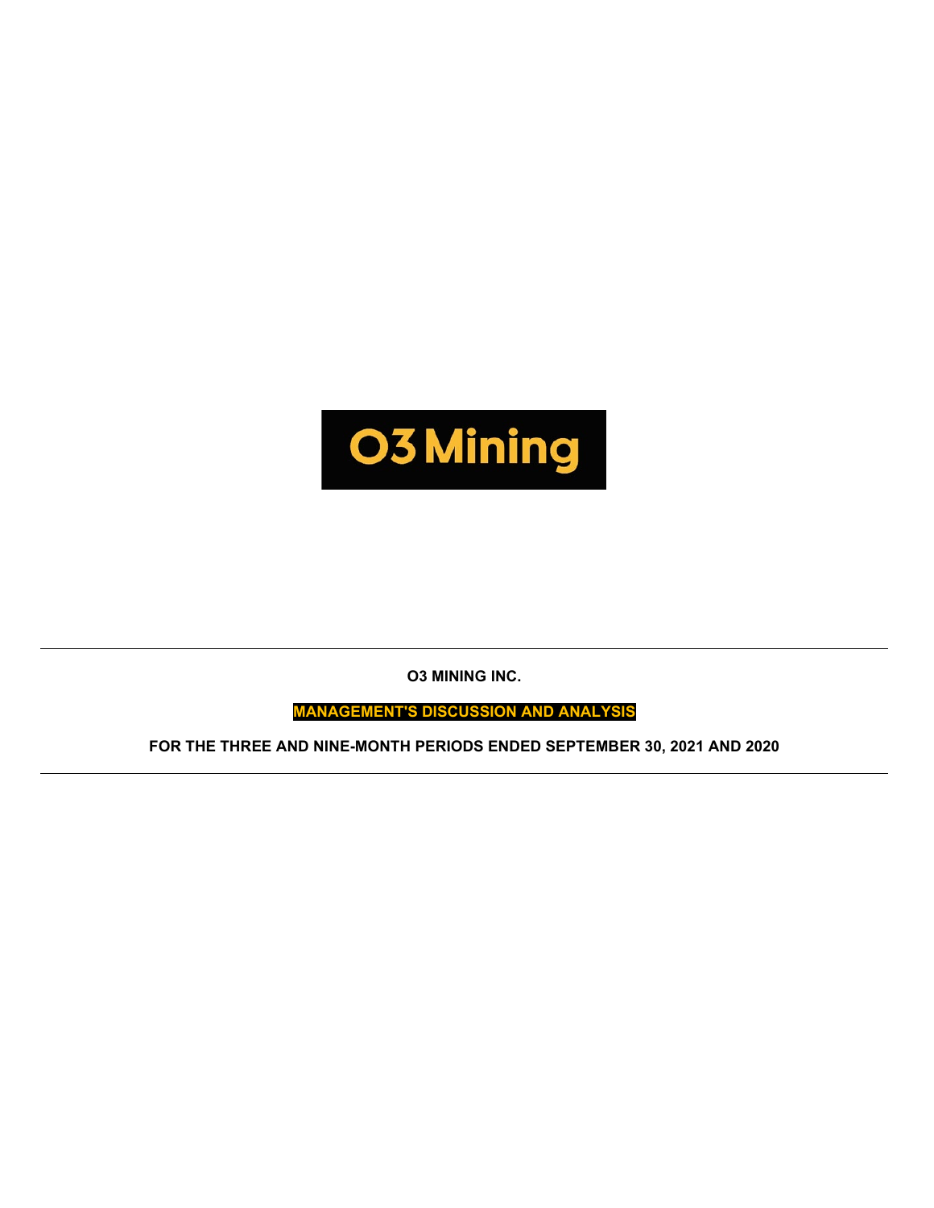O3 Mining

**O3 MINING INC.**

**MANAGEMENT'S DISCUSSION AND ANALYSIS**

**FOR THE THREE AND NINE-MONTH PERIODS ENDED SEPTEMBER 30, 2021 AND 2020**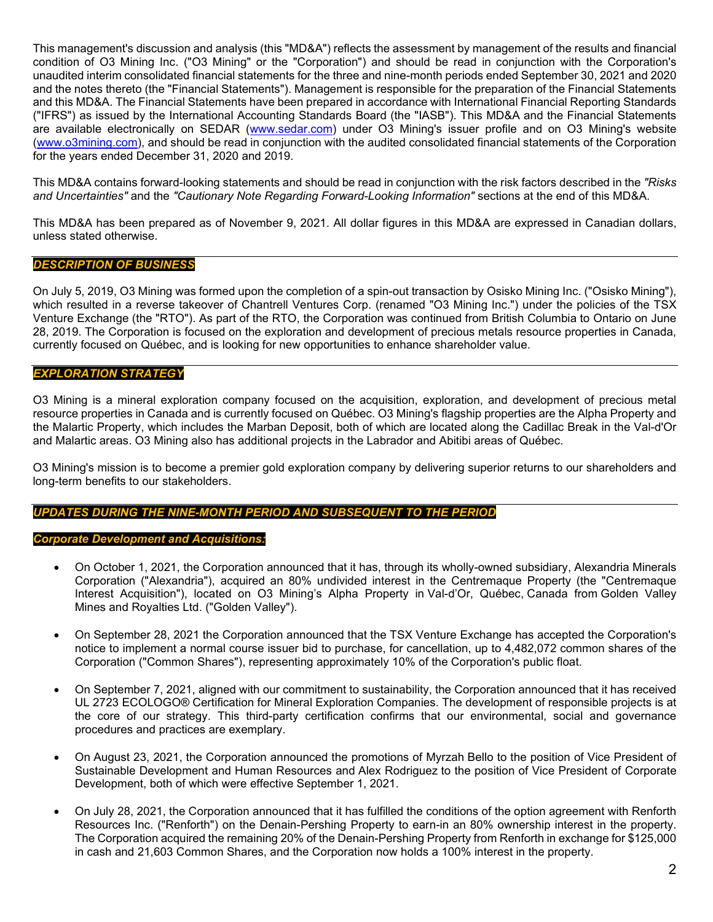This management's discussion and analysis (this "MD&A") reflects the assessment by management of the results and financial condition of O3 Mining Inc. ("O3 Mining" or the "Corporation") and should be read in conjunction with the Corporation's unaudited interim consolidated financial statements for the three and nine-month periods ended September 30, 2021 and 2020 and the notes thereto (the "Financial Statements"). Management is responsible for the preparation of the Financial Statements and this MD&A. The Financial Statements have been prepared in accordance with International Financial Reporting Standards ("IFRS") as issued by the International Accounting Standards Board (the "IASB"). This MD&A and the Financial Statements are available electronically on SEDAR (www.sedar.com) under O3 Mining's issuer profile and on O3 Mining's website (www.o3mining.com), and should be read in conjunction with the audited consolidated financial statements of the Corporation for the years ended December 31, 2020 and 2019.

This MD&A contains forward-looking statements and should be read in conjunction with the risk factors described in the *"Risks and Uncertainties"* and the *"Cautionary Note Regarding Forward-Looking Information"* sections at the end of this MD&A.

This MD&A has been prepared as of November 9, 2021. All dollar figures in this MD&A are expressed in Canadian dollars, unless stated otherwise.

## *DESCRIPTION OF BUSINESS*

On July 5, 2019, O3 Mining was formed upon the completion of a spin-out transaction by Osisko Mining Inc. ("Osisko Mining"), which resulted in a reverse takeover of Chantrell Ventures Corp. (renamed "O3 Mining Inc.") under the policies of the TSX Venture Exchange (the "RTO"). As part of the RTO, the Corporation was continued from British Columbia to Ontario on June 28, 2019. The Corporation is focused on the exploration and development of precious metals resource properties in Canada, currently focused on Québec, and is looking for new opportunities to enhance shareholder value.

## *EXPLORATION STRATEGY*

O3 Mining is a mineral exploration company focused on the acquisition, exploration, and development of precious metal resource properties in Canada and is currently focused on Québec. O3 Mining's flagship properties are the Alpha Property and the Malartic Property, which includes the Marban Deposit, both of which are located along the Cadillac Break in the Val-d'Or and Malartic areas. O3 Mining also has additional projects in the Labrador and Abitibi areas of Québec.

O3 Mining's mission is to become a premier gold exploration company by delivering superior returns to our shareholders and long-term benefits to our stakeholders.

## *UPDATES DURING THE NINE-MONTH PERIOD AND SUBSEQUENT TO THE PERIOD*

### *Corporate Development and Acquisitions:*

- On October 1, 2021, the Corporation announced that it has, through its wholly-owned subsidiary, Alexandria Minerals Corporation ("Alexandria"), acquired an 80% undivided interest in the Centremaque Property (the "Centremaque Interest Acquisition"), located on O3 Mining's Alpha Property in Val-d'Or, Québec, Canada from Golden Valley Mines and Royalties Ltd. ("Golden Valley").
- On September 28, 2021 the Corporation announced that the TSX Venture Exchange has accepted the Corporation's notice to implement a normal course issuer bid to purchase, for cancellation, up to 4,482,072 common shares of the Corporation ("Common Shares"), representing approximately 10% of the Corporation's public float.
- On September 7, 2021, aligned with our commitment to sustainability, the Corporation announced that it has received UL 2723 ECOLOGO® Certification for Mineral Exploration Companies. The development of responsible projects is at the core of our strategy. This third-party certification confirms that our environmental, social and governance procedures and practices are exemplary.
- On August 23, 2021, the Corporation announced the promotions of Myrzah Bello to the position of Vice President of Sustainable Development and Human Resources and Alex Rodriguez to the position of Vice President of Corporate Development, both of which were effective September 1, 2021.
- On July 28, 2021, the Corporation announced that it has fulfilled the conditions of the option agreement with Renforth Resources Inc. ("Renforth") on the Denain-Pershing Property to earn-in an 80% ownership interest in the property. The Corporation acquired the remaining 20% of the Denain-Pershing Property from Renforth in exchange for $125,000 in cash and 21,603 Common Shares, and the Corporation now holds a 100% interest in the property.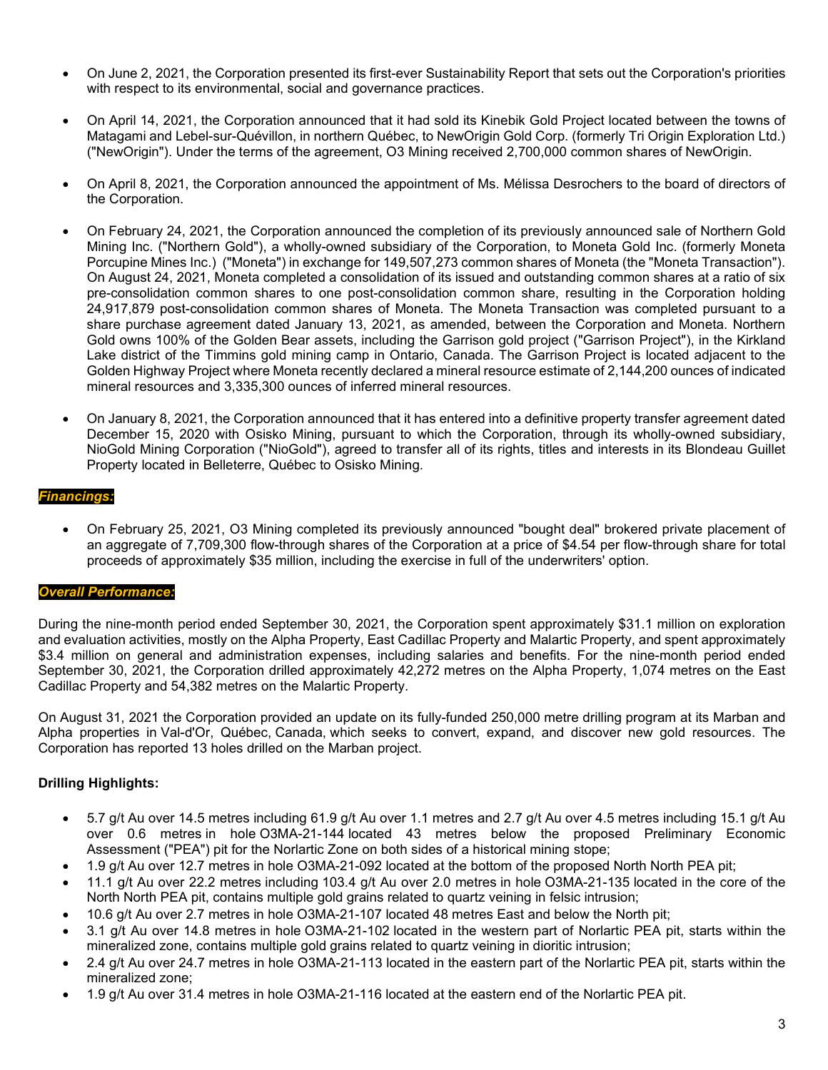- On June 2, 2021, the Corporation presented its first-ever Sustainability Report that sets out the Corporation's priorities with respect to its environmental, social and governance practices.

- On April 14, 2021, the Corporation announced that it had sold its Kinebik Gold Project located between the towns of Matagami and Lebel-sur-Quévillon, in northern Québec, to NewOrigin Gold Corp. (formerly Tri Origin Exploration Ltd.) ("NewOrigin"). Under the terms of the agreement, O3 Mining received 2,700,000 common shares of NewOrigin.

- On April 8, 2021, the Corporation announced the appointment of Ms. Mélissa Desrochers to the board of directors of the Corporation.

- On February 24, 2021, the Corporation announced the completion of its previously announced sale of Northern Gold Mining Inc. ("Northern Gold"), a wholly-owned subsidiary of the Corporation, to Moneta Gold Inc. (formerly Moneta Porcupine Mines Inc.) ("Moneta") in exchange for 149,507,273 common shares of Moneta (the "Moneta Transaction"). On August 24, 2021, Moneta completed a consolidation of its issued and outstanding common shares at a ratio of six pre-consolidation common shares to one post-consolidation common share, resulting in the Corporation holding 24,917,879 post-consolidation common shares of Moneta. The Moneta Transaction was completed pursuant to a share purchase agreement dated January 13, 2021, as amended, between the Corporation and Moneta. Northern Gold owns 100% of the Golden Bear assets, including the Garrison gold project ("Garrison Project"), in the Kirkland Lake district of the Timmins gold mining camp in Ontario, Canada. The Garrison Project is located adjacent to the Golden Highway Project where Moneta recently declared a mineral resource estimate of 2,144,200 ounces of indicated mineral resources and 3,335,300 ounces of inferred mineral resources.

- On January 8, 2021, the Corporation announced that it has entered into a definitive property transfer agreement dated December 15, 2020 with Osisko Mining, pursuant to which the Corporation, through its wholly-owned subsidiary, NioGold Mining Corporation ("NioGold"), agreed to transfer all of its rights, titles and interests in its Blondeau Guillet Property located in Belleterre, Québec to Osisko Mining.

***Financings:***

- On February 25, 2021, O3 Mining completed its previously announced "bought deal" brokered private placement of an aggregate of 7,709,300 flow-through shares of the Corporation at a price of $4.54 per flow-through share for total proceeds of approximately $35 million, including the exercise in full of the underwriters' option.

***Overall Performance:***

During the nine-month period ended September 30, 2021, the Corporation spent approximately $31.1 million on exploration and evaluation activities, mostly on the Alpha Property, East Cadillac Property and Malartic Property, and spent approximately $3.4 million on general and administration expenses, including salaries and benefits. For the nine-month period ended September 30, 2021, the Corporation drilled approximately 42,272 metres on the Alpha Property, 1,074 metres on the East Cadillac Property and 54,382 metres on the Malartic Property.

On August 31, 2021 the Corporation provided an update on its fully-funded 250,000 metre drilling program at its Marban and Alpha properties in Val-d'Or, Québec, Canada, which seeks to convert, expand, and discover new gold resources. The Corporation has reported 13 holes drilled on the Marban project.

**Drilling Highlights:**

- 5.7 g/t Au over 14.5 metres including 61.9 g/t Au over 1.1 metres and 2.7 g/t Au over 4.5 metres including 15.1 g/t Au over 0.6 metres in hole O3MA-21-144 located 43 metres below the proposed Preliminary Economic Assessment ("PEA") pit for the Norlartic Zone on both sides of a historical mining stope;
- 1.9 g/t Au over 12.7 metres in hole O3MA-21-092 located at the bottom of the proposed North North PEA pit;
- 11.1 g/t Au over 22.2 metres including 103.4 g/t Au over 2.0 metres in hole O3MA-21-135 located in the core of the North North PEA pit, contains multiple gold grains related to quartz veining in felsic intrusion;
- 10.6 g/t Au over 2.7 metres in hole O3MA-21-107 located 48 metres East and below the North pit;
- 3.1 g/t Au over 14.8 metres in hole O3MA-21-102 located in the western part of Norlartic PEA pit, starts within the mineralized zone, contains multiple gold grains related to quartz veining in dioritic intrusion;
- 2.4 g/t Au over 24.7 metres in hole O3MA-21-113 located in the eastern part of the Norlartic PEA pit, starts within the mineralized zone;
- 1.9 g/t Au over 31.4 metres in hole O3MA-21-116 located at the eastern end of the Norlartic PEA pit.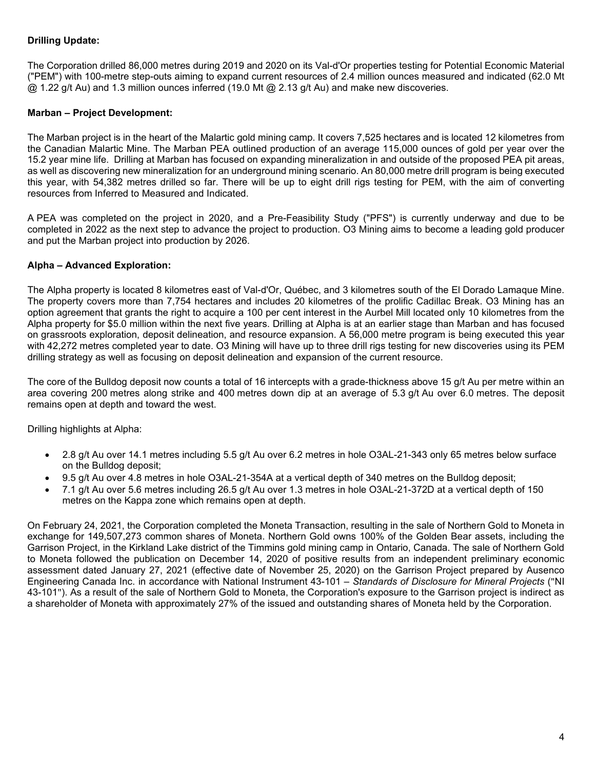**Drilling Update:**

The Corporation drilled 86,000 metres during 2019 and 2020 on its Val-d'Or properties testing for Potential Economic Material ("PEM") with 100-metre step-outs aiming to expand current resources of 2.4 million ounces measured and indicated (62.0 Mt @ 1.22 g/t Au) and 1.3 million ounces inferred (19.0 Mt @ 2.13 g/t Au) and make new discoveries.

**Marban – Project Development:**

The Marban project is in the heart of the Malartic gold mining camp. It covers 7,525 hectares and is located 12 kilometres from the Canadian Malartic Mine. The Marban PEA outlined production of an average 115,000 ounces of gold per year over the 15.2 year mine life. Drilling at Marban has focused on expanding mineralization in and outside of the proposed PEA pit areas, as well as discovering new mineralization for an underground mining scenario. An 80,000 metre drill program is being executed this year, with 54,382 metres drilled so far. There will be up to eight drill rigs testing for PEM, with the aim of converting resources from Inferred to Measured and Indicated.

A PEA was completed on the project in 2020, and a Pre-Feasibility Study ("PFS") is currently underway and due to be completed in 2022 as the next step to advance the project to production. O3 Mining aims to become a leading gold producer and put the Marban project into production by 2026.

**Alpha – Advanced Exploration:**

The Alpha property is located 8 kilometres east of Val-d'Or, Québec, and 3 kilometres south of the El Dorado Lamaque Mine. The property covers more than 7,754 hectares and includes 20 kilometres of the prolific Cadillac Break. O3 Mining has an option agreement that grants the right to acquire a 100 per cent interest in the Aurbel Mill located only 10 kilometres from the Alpha property for $5.0 million within the next five years. Drilling at Alpha is at an earlier stage than Marban and has focused on grassroots exploration, deposit delineation, and resource expansion. A 56,000 metre program is being executed this year with 42,272 metres completed year to date. O3 Mining will have up to three drill rigs testing for new discoveries using its PEM drilling strategy as well as focusing on deposit delineation and expansion of the current resource.

The core of the Bulldog deposit now counts a total of 16 intercepts with a grade-thickness above 15 g/t Au per metre within an area covering 200 metres along strike and 400 metres down dip at an average of 5.3 g/t Au over 6.0 metres. The deposit remains open at depth and toward the west.

Drilling highlights at Alpha:

- 2.8 g/t Au over 14.1 metres including 5.5 g/t Au over 6.2 metres in hole O3AL-21-343 only 65 metres below surface on the Bulldog deposit;
- 9.5 g/t Au over 4.8 metres in hole O3AL-21-354A at a vertical depth of 340 metres on the Bulldog deposit;
- 7.1 g/t Au over 5.6 metres including 26.5 g/t Au over 1.3 metres in hole O3AL-21-372D at a vertical depth of 150 metres on the Kappa zone which remains open at depth.

On February 24, 2021, the Corporation completed the Moneta Transaction, resulting in the sale of Northern Gold to Moneta in exchange for 149,507,273 common shares of Moneta. Northern Gold owns 100% of the Golden Bear assets, including the Garrison Project, in the Kirkland Lake district of the Timmins gold mining camp in Ontario, Canada. The sale of Northern Gold to Moneta followed the publication on December 14, 2020 of positive results from an independent preliminary economic assessment dated January 27, 2021 (effective date of November 25, 2020) on the Garrison Project prepared by Ausenco Engineering Canada Inc. in accordance with National Instrument 43-101 – *Standards of Disclosure for Mineral Projects* ("NI 43-101"). As a result of the sale of Northern Gold to Moneta, the Corporation's exposure to the Garrison project is indirect as a shareholder of Moneta with approximately 27% of the issued and outstanding shares of Moneta held by the Corporation.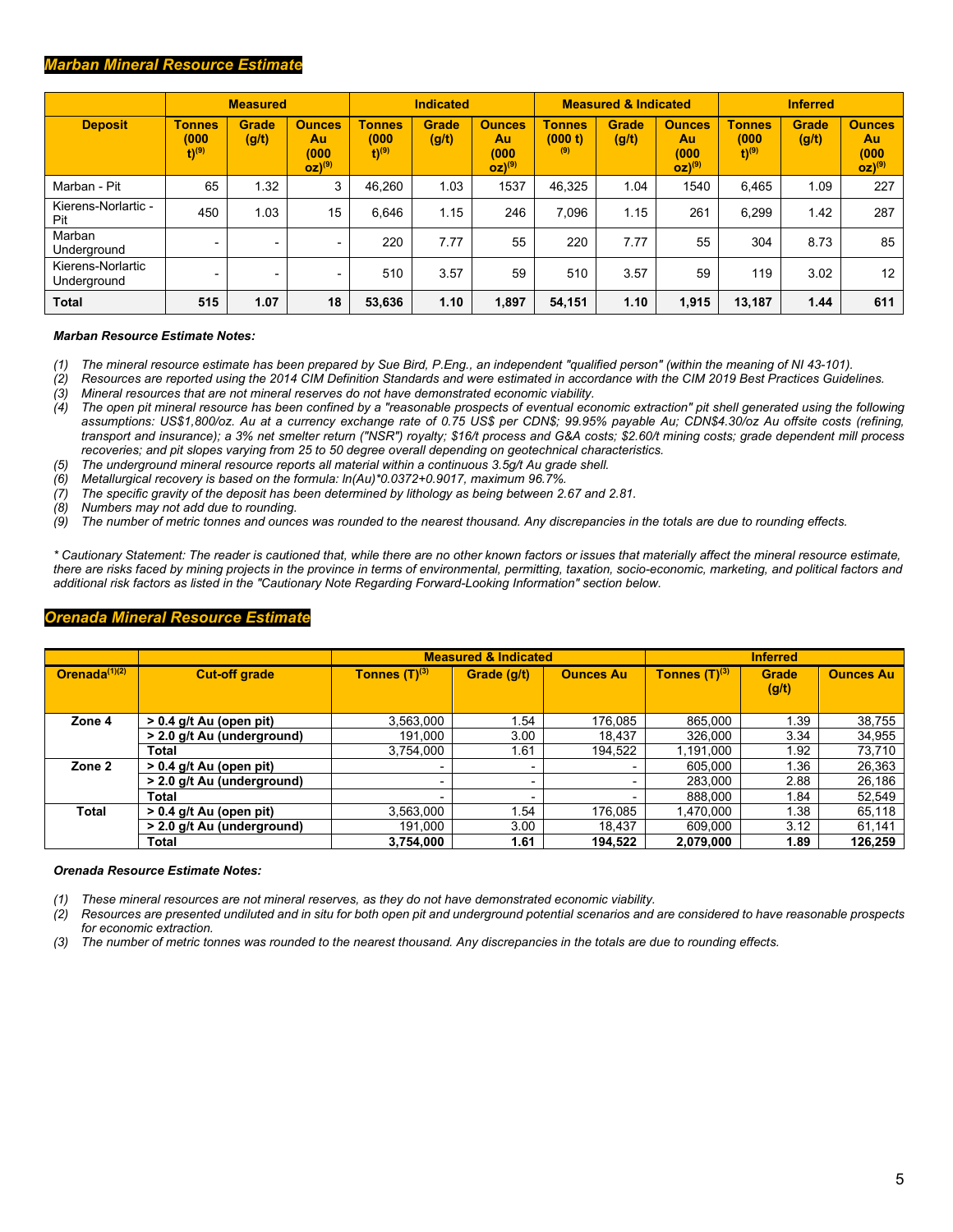## *Marban Mineral Resource Estimate*

| Deposit | Measured | | | Indicated | | | Measured & Indicated | | | Inferred | | |
|---|---|---|---|---|---|---|---|---|---|---|---|---|
| | Tonnes (000 t)[9] | Grade (g/t) | Ounces Au (000 oz)[9] | Tonnes (000 t)[9] | Grade (g/t) | Ounces Au (000 oz)[9] | Tonnes (000 t)[9] | Grade (g/t) | Ounces Au (000 oz)[9] | Tonnes (000 t)[9] | Grade (g/t) | Ounces Au (000 oz)[9] |
| Marban - Pit | 65 | 1.32 | 3 | 46,260 | 1.03 | 1537 | 46,325 | 1.04 | 1540 | 6,465 | 1.09 | 227 |
| Kierens-Norlartic - Pit | 450 | 1.03 | 15 | 6,646 | 1.15 | 246 | 7,096 | 1.15 | 261 | 6,299 | 1.42 | 287 |
| Marban Underground | - | - | - | 220 | 7.77 | 55 | 220 | 7.77 | 55 | 304 | 8.73 | 85 |
| Kierens-Norlartic Underground | - | - | - | 510 | 3.57 | 59 | 510 | 3.57 | 59 | 119 | 3.02 | 12 |
| **Total** | **515** | **1.07** | **18** | **53,636** | **1.10** | **1,897** | **54,151** | **1.10** | **1,915** | **13,187** | **1.44** | **611** |

***Marban Resource Estimate Notes:***

*(1) The mineral resource estimate has been prepared by Sue Bird, P.Eng., an independent "qualified person" (within the meaning of NI 43-101).*
*(2) Resources are reported using the 2014 CIM Definition Standards and were estimated in accordance with the CIM 2019 Best Practices Guidelines.*
*(3) Mineral resources that are not mineral reserves do not have demonstrated economic viability.*
*(4) The open pit mineral resource has been confined by a "reasonable prospects of eventual economic extraction" pit shell generated using the following assumptions: US$1,800/oz. Au at a currency exchange rate of 0.75 US$ per CDN$; 99.95% payable Au; CDN$4.30/oz Au offsite costs (refining, transport and insurance); a 3% net smelter return ("NSR") royalty; $16/t process and G&A costs; $2.60/t mining costs; grade dependent mill process recoveries; and pit slopes varying from 25 to 50 degree overall depending on geotechnical characteristics.*
*(5) The underground mineral resource reports all material within a continuous 3.5g/t Au grade shell.*
*(6) Metallurgical recovery is based on the formula: ln(Au)\*0.0372+0.9017, maximum 96.7%.*
*(7) The specific gravity of the deposit has been determined by lithology as being between 2.67 and 2.81.*
*(8) Numbers may not add due to rounding.*
*(9) The number of metric tonnes and ounces was rounded to the nearest thousand. Any discrepancies in the totals are due to rounding effects.*

*\* Cautionary Statement: The reader is cautioned that, while there are no other known factors or issues that materially affect the mineral resource estimate, there are risks faced by mining projects in the province in terms of environmental, permitting, taxation, socio-economic, marketing, and political factors and additional risk factors as listed in the "Cautionary Note Regarding Forward-Looking Information" section below.*

## *Orenada Mineral Resource Estimate*

| Orenada[1][2] | Cut-off grade | Measured & Indicated | | | Inferred | | |
|---|---|---|---|---|---|---|---|
| | | Tonnes (T)[3] | Grade (g/t) | Ounces Au | Tonnes (T)[3] | Grade (g/t) | Ounces Au |
| **Zone 4** | **> 0.4 g/t Au (open pit)** | 3,563,000 | 1.54 | 176,085 | 865,000 | 1.39 | 38,755 |
| | **> 2.0 g/t Au (underground)** | 191,000 | 3.00 | 18,437 | 326,000 | 3.34 | 34,955 |
| | **Total** | 3,754,000 | 1.61 | 194,522 | 1,191,000 | 1.92 | 73,710 |
| **Zone 2** | **> 0.4 g/t Au (open pit)** | - | - | - | 605,000 | 1.36 | 26,363 |
| | **> 2.0 g/t Au (underground)** | - | - | - | 283,000 | 2.88 | 26,186 |
| | **Total** | - | - | - | 888,000 | 1.84 | 52,549 |
| **Total** | **> 0.4 g/t Au (open pit)** | 3,563,000 | 1.54 | 176,085 | 1,470,000 | 1.38 | 65,118 |
| | **> 2.0 g/t Au (underground)** | 191,000 | 3.00 | 18,437 | 609,000 | 3.12 | 61,141 |
| | **Total** | **3,754,000** | **1.61** | **194,522** | **2,079,000** | **1.89** | **126,259** |

***Orenada Resource Estimate Notes:***

*(1) These mineral resources are not mineral reserves, as they do not have demonstrated economic viability.*
*(2) Resources are presented undiluted and in situ for both open pit and underground potential scenarios and are considered to have reasonable prospects for economic extraction.*
*(3) The number of metric tonnes was rounded to the nearest thousand. Any discrepancies in the totals are due to rounding effects.*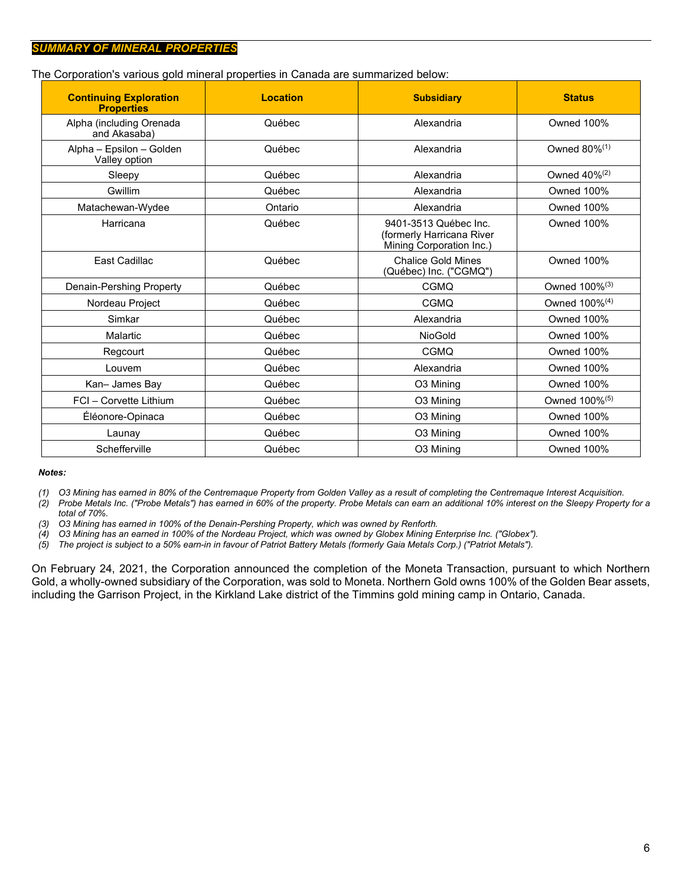## *SUMMARY OF MINERAL PROPERTIES*

The Corporation's various gold mineral properties in Canada are summarized below:

| Continuing Exploration Properties | Location | Subsidiary | Status |
|---|---|---|---|
| Alpha (including Orenada and Akasaba) | Québec | Alexandria | Owned 100% |
| Alpha – Epsilon – Golden Valley option | Québec | Alexandria | Owned 80%(1) |
| Sleepy | Québec | Alexandria | Owned 40%(2) |
| Gwillim | Québec | Alexandria | Owned 100% |
| Matachewan-Wydee | Ontario | Alexandria | Owned 100% |
| Harricana | Québec | 9401-3513 Québec Inc. (formerly Harricana River Mining Corporation Inc.) | Owned 100% |
| East Cadillac | Québec | Chalice Gold Mines (Québec) Inc. ("CGMQ") | Owned 100% |
| Denain-Pershing Property | Québec | CGMQ | Owned 100%(3) |
| Nordeau Project | Québec | CGMQ | Owned 100%(4) |
| Simkar | Québec | Alexandria | Owned 100% |
| Malartic | Québec | NioGold | Owned 100% |
| Regcourt | Québec | CGMQ | Owned 100% |
| Louvem | Québec | Alexandria | Owned 100% |
| Kan– James Bay | Québec | O3 Mining | Owned 100% |
| FCI – Corvette Lithium | Québec | O3 Mining | Owned 100%(5) |
| Éléonore-Opinaca | Québec | O3 Mining | Owned 100% |
| Launay | Québec | O3 Mining | Owned 100% |
| Schefferville | Québec | O3 Mining | Owned 100% |

***Notes:***

*(1) O3 Mining has earned in 80% of the Centremaque Property from Golden Valley as a result of completing the Centremaque Interest Acquisition.*
*(2) Probe Metals Inc. ("Probe Metals") has earned in 60% of the property. Probe Metals can earn an additional 10% interest on the Sleepy Property for a total of 70%.*
*(3) O3 Mining has earned in 100% of the Denain-Pershing Property, which was owned by Renforth.*
*(4) O3 Mining has an earned in 100% of the Nordeau Project, which was owned by Globex Mining Enterprise Inc. ("Globex").*
*(5) The project is subject to a 50% earn-in in favour of Patriot Battery Metals (formerly Gaia Metals Corp.) ("Patriot Metals").*

On February 24, 2021, the Corporation announced the completion of the Moneta Transaction, pursuant to which Northern Gold, a wholly-owned subsidiary of the Corporation, was sold to Moneta. Northern Gold owns 100% of the Golden Bear assets, including the Garrison Project, in the Kirkland Lake district of the Timmins gold mining camp in Ontario, Canada.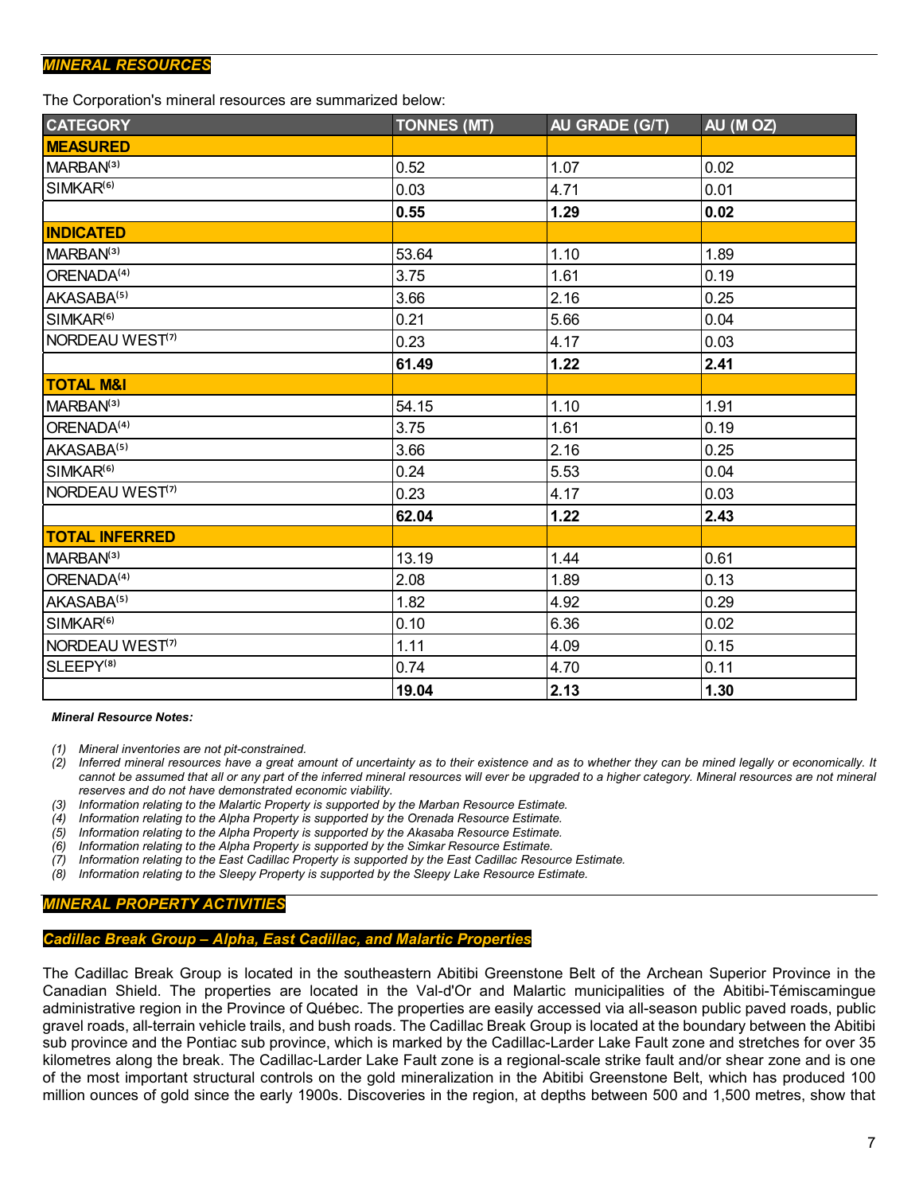## MINERAL RESOURCES

The Corporation's mineral resources are summarized below:

| CATEGORY | TONNES (MT) | AU GRADE (G/T) | AU (M OZ) |
|---|---|---|---|
| **MEASURED** | | | |
| MARBAN[3] | 0.52 | 1.07 | 0.02 |
| SIMKAR[6] | 0.03 | 4.71 | 0.01 |
| | **0.55** | **1.29** | **0.02** |
| **INDICATED** | | | |
| MARBAN[3] | 53.64 | 1.10 | 1.89 |
| ORENADA[4] | 3.75 | 1.61 | 0.19 |
| AKASABA[5] | 3.66 | 2.16 | 0.25 |
| SIMKAR[6] | 0.21 | 5.66 | 0.04 |
| NORDEAU WEST[7] | 0.23 | 4.17 | 0.03 |
| | **61.49** | **1.22** | **2.41** |
| **TOTAL M&I** | | | |
| MARBAN[3] | 54.15 | 1.10 | 1.91 |
| ORENADA[4] | 3.75 | 1.61 | 0.19 |
| AKASABA[5] | 3.66 | 2.16 | 0.25 |
| SIMKAR[6] | 0.24 | 5.53 | 0.04 |
| NORDEAU WEST[7] | 0.23 | 4.17 | 0.03 |
| | **62.04** | **1.22** | **2.43** |
| **TOTAL INFERRED** | | | |
| MARBAN[3] | 13.19 | 1.44 | 0.61 |
| ORENADA[4] | 2.08 | 1.89 | 0.13 |
| AKASABA[5] | 1.82 | 4.92 | 0.29 |
| SIMKAR[6] | 0.10 | 6.36 | 0.02 |
| NORDEAU WEST[7] | 1.11 | 4.09 | 0.15 |
| SLEEPY[8] | 0.74 | 4.70 | 0.11 |
| | **19.04** | **2.13** | **1.30** |

***Mineral Resource Notes:***

*(1) Mineral inventories are not pit-constrained.*
*(2) Inferred mineral resources have a great amount of uncertainty as to their existence and as to whether they can be mined legally or economically. It cannot be assumed that all or any part of the inferred mineral resources will ever be upgraded to a higher category. Mineral resources are not mineral reserves and do not have demonstrated economic viability.*
*(3) Information relating to the Malartic Property is supported by the Marban Resource Estimate.*
*(4) Information relating to the Alpha Property is supported by the Orenada Resource Estimate.*
*(5) Information relating to the Alpha Property is supported by the Akasaba Resource Estimate.*
*(6) Information relating to the Alpha Property is supported by the Simkar Resource Estimate.*
*(7) Information relating to the East Cadillac Property is supported by the East Cadillac Resource Estimate.*
*(8) Information relating to the Sleepy Property is supported by the Sleepy Lake Resource Estimate.*

## MINERAL PROPERTY ACTIVITIES

### Cadillac Break Group – Alpha, East Cadillac, and Malartic Properties

The Cadillac Break Group is located in the southeastern Abitibi Greenstone Belt of the Archean Superior Province in the Canadian Shield. The properties are located in the Val-d'Or and Malartic municipalities of the Abitibi-Témiscamingue administrative region in the Province of Québec. The properties are easily accessed via all-season public paved roads, public gravel roads, all-terrain vehicle trails, and bush roads. The Cadillac Break Group is located at the boundary between the Abitibi sub province and the Pontiac sub province, which is marked by the Cadillac-Larder Lake Fault zone and stretches for over 35 kilometres along the break. The Cadillac-Larder Lake Fault zone is a regional-scale strike fault and/or shear zone and is one of the most important structural controls on the gold mineralization in the Abitibi Greenstone Belt, which has produced 100 million ounces of gold since the early 1900s. Discoveries in the region, at depths between 500 and 1,500 metres, show that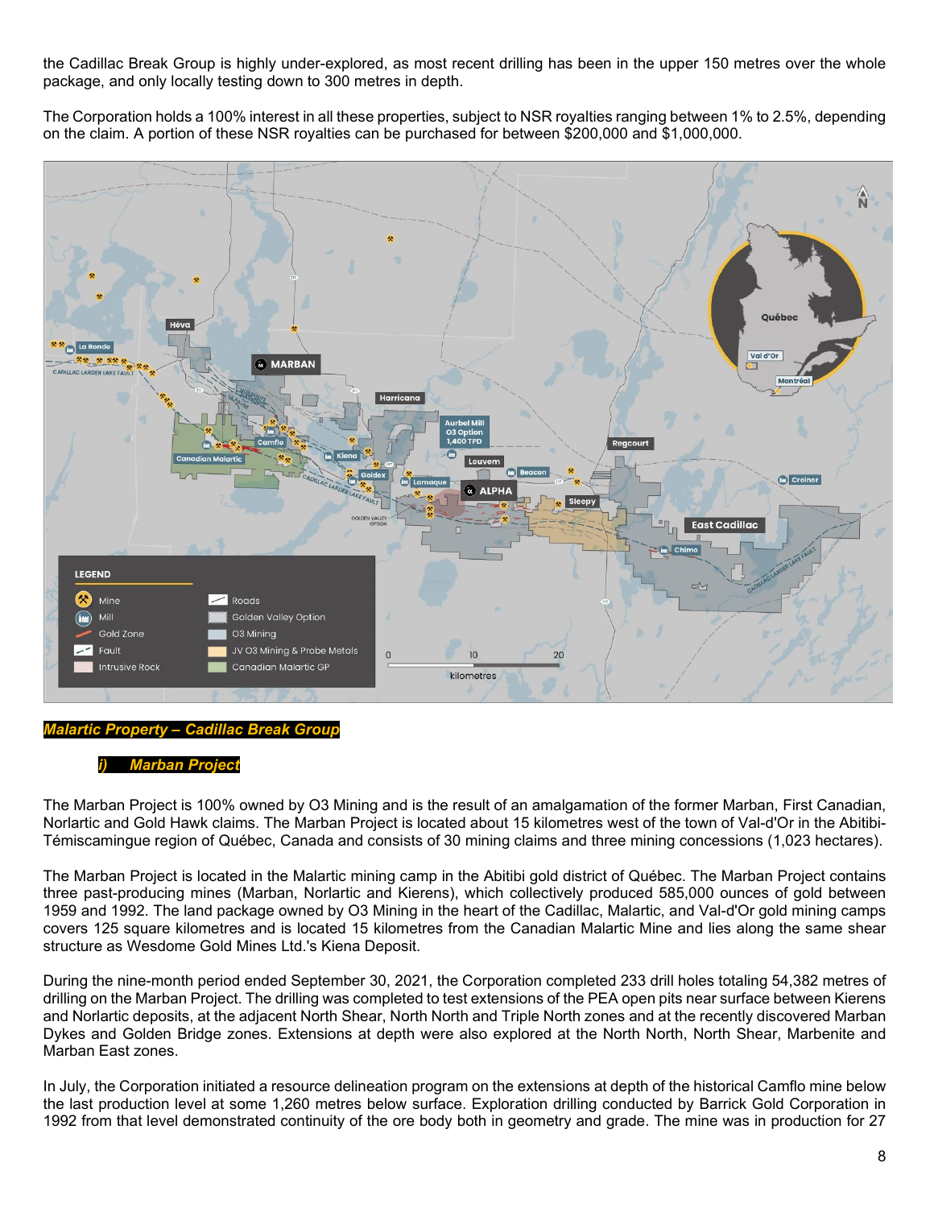the Cadillac Break Group is highly under-explored, as most recent drilling has been in the upper 150 metres over the whole package, and only locally testing down to 300 metres in depth.

The Corporation holds a 100% interest in all these properties, subject to NSR royalties ranging between 1% to 2.5%, depending on the claim. A portion of these NSR royalties can be purchased for between $200,000 and $1,000,000.

***Malartic Property – Cadillac Break Group***

***i) Marban Project***

The Marban Project is 100% owned by O3 Mining and is the result of an amalgamation of the former Marban, First Canadian, Norlartic and Gold Hawk claims. The Marban Project is located about 15 kilometres west of the town of Val-d'Or in the Abitibi-Témiscamingue region of Québec, Canada and consists of 30 mining claims and three mining concessions (1,023 hectares).

The Marban Project is located in the Malartic mining camp in the Abitibi gold district of Québec. The Marban Project contains three past-producing mines (Marban, Norlartic and Kierens), which collectively produced 585,000 ounces of gold between 1959 and 1992. The land package owned by O3 Mining in the heart of the Cadillac, Malartic, and Val-d'Or gold mining camps covers 125 square kilometres and is located 15 kilometres from the Canadian Malartic Mine and lies along the same shear structure as Wesdome Gold Mines Ltd.'s Kiena Deposit.

During the nine-month period ended September 30, 2021, the Corporation completed 233 drill holes totaling 54,382 metres of drilling on the Marban Project. The drilling was completed to test extensions of the PEA open pits near surface between Kierens and Norlartic deposits, at the adjacent North Shear, North North and Triple North zones and at the recently discovered Marban Dykes and Golden Bridge zones. Extensions at depth were also explored at the North North, North Shear, Marbenite and Marban East zones.

In July, the Corporation initiated a resource delineation program on the extensions at depth of the historical Camflo mine below the last production level at some 1,260 metres below surface. Exploration drilling conducted by Barrick Gold Corporation in 1992 from that level demonstrated continuity of the ore body both in geometry and grade. The mine was in production for 27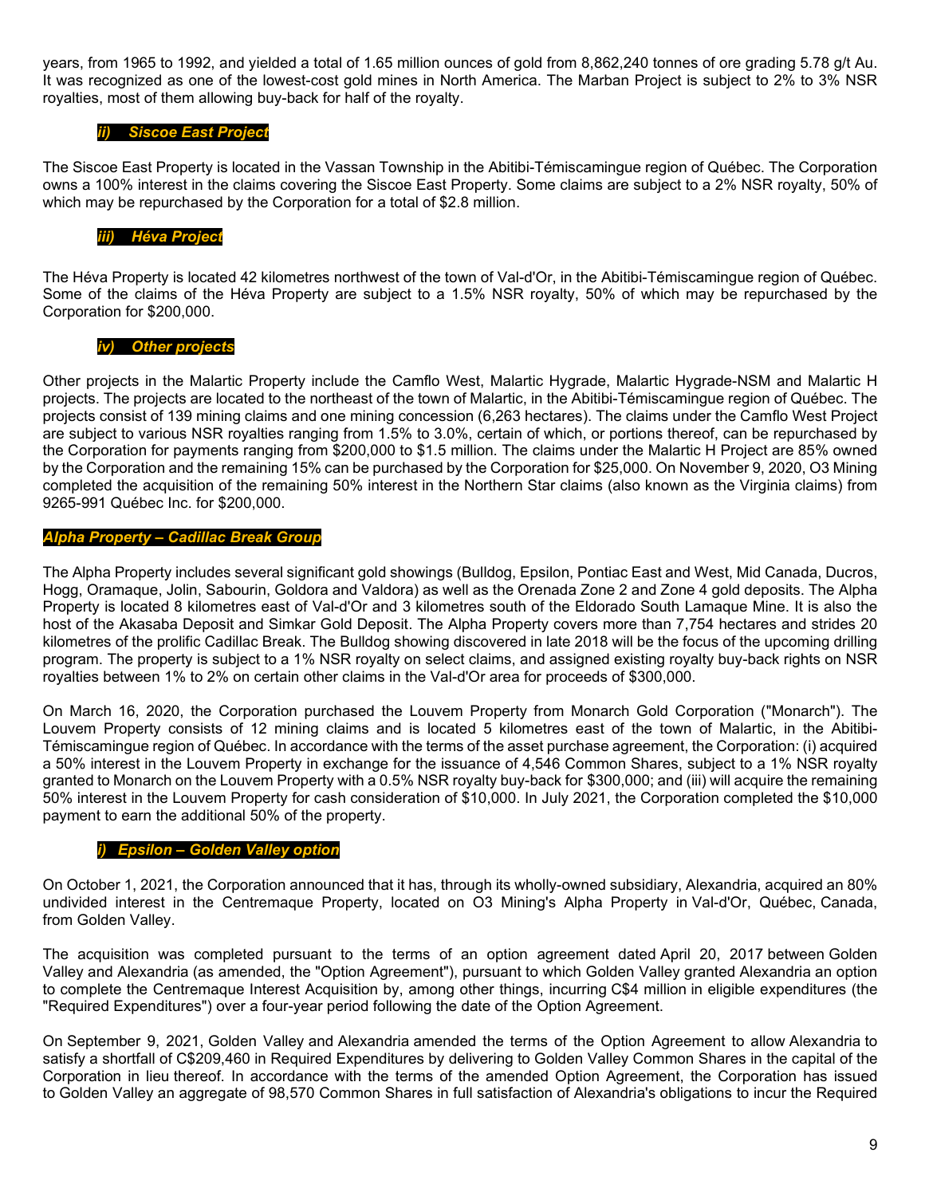years, from 1965 to 1992, and yielded a total of 1.65 million ounces of gold from 8,862,240 tonnes of ore grading 5.78 g/t Au. It was recognized as one of the lowest-cost gold mines in North America. The Marban Project is subject to 2% to 3% NSR royalties, most of them allowing buy-back for half of the royalty.

#### *ii) Siscoe East Project*

The Siscoe East Property is located in the Vassan Township in the Abitibi-Témiscamingue region of Québec. The Corporation owns a 100% interest in the claims covering the Siscoe East Property. Some claims are subject to a 2% NSR royalty, 50% of which may be repurchased by the Corporation for a total of $2.8 million.

#### *iii) Héva Project*

The Héva Property is located 42 kilometres northwest of the town of Val-d'Or, in the Abitibi-Témiscamingue region of Québec. Some of the claims of the Héva Property are subject to a 1.5% NSR royalty, 50% of which may be repurchased by the Corporation for $200,000.

#### *iv) Other projects*

Other projects in the Malartic Property include the Camflo West, Malartic Hygrade, Malartic Hygrade-NSM and Malartic H projects. The projects are located to the northeast of the town of Malartic, in the Abitibi-Témiscamingue region of Québec. The projects consist of 139 mining claims and one mining concession (6,263 hectares). The claims under the Camflo West Project are subject to various NSR royalties ranging from 1.5% to 3.0%, certain of which, or portions thereof, can be repurchased by the Corporation for payments ranging from $200,000 to $1.5 million. The claims under the Malartic H Project are 85% owned by the Corporation and the remaining 15% can be purchased by the Corporation for $25,000. On November 9, 2020, O3 Mining completed the acquisition of the remaining 50% interest in the Northern Star claims (also known as the Virginia claims) from 9265-991 Québec Inc. for $200,000.

### *Alpha Property – Cadillac Break Group*

The Alpha Property includes several significant gold showings (Bulldog, Epsilon, Pontiac East and West, Mid Canada, Ducros, Hogg, Oramaque, Jolin, Sabourin, Goldora and Valdora) as well as the Orenada Zone 2 and Zone 4 gold deposits. The Alpha Property is located 8 kilometres east of Val-d'Or and 3 kilometres south of the Eldorado South Lamaque Mine. It is also the host of the Akasaba Deposit and Simkar Gold Deposit. The Alpha Property covers more than 7,754 hectares and strides 20 kilometres of the prolific Cadillac Break. The Bulldog showing discovered in late 2018 will be the focus of the upcoming drilling program. The property is subject to a 1% NSR royalty on select claims, and assigned existing royalty buy-back rights on NSR royalties between 1% to 2% on certain other claims in the Val-d'Or area for proceeds of $300,000.

On March 16, 2020, the Corporation purchased the Louvem Property from Monarch Gold Corporation ("Monarch"). The Louvem Property consists of 12 mining claims and is located 5 kilometres east of the town of Malartic, in the Abitibi-Témiscamingue region of Québec. In accordance with the terms of the asset purchase agreement, the Corporation: (i) acquired a 50% interest in the Louvem Property in exchange for the issuance of 4,546 Common Shares, subject to a 1% NSR royalty granted to Monarch on the Louvem Property with a 0.5% NSR royalty buy-back for $300,000; and (iii) will acquire the remaining 50% interest in the Louvem Property for cash consideration of $10,000. In July 2021, the Corporation completed the $10,000 payment to earn the additional 50% of the property.

#### *i) Epsilon – Golden Valley option*

On October 1, 2021, the Corporation announced that it has, through its wholly-owned subsidiary, Alexandria, acquired an 80% undivided interest in the Centremaque Property, located on O3 Mining's Alpha Property in Val-d'Or, Québec, Canada, from Golden Valley.

The acquisition was completed pursuant to the terms of an option agreement dated April 20, 2017 between Golden Valley and Alexandria (as amended, the "Option Agreement"), pursuant to which Golden Valley granted Alexandria an option to complete the Centremaque Interest Acquisition by, among other things, incurring C$4 million in eligible expenditures (the "Required Expenditures") over a four-year period following the date of the Option Agreement.

On September 9, 2021, Golden Valley and Alexandria amended the terms of the Option Agreement to allow Alexandria to satisfy a shortfall of C$209,460 in Required Expenditures by delivering to Golden Valley Common Shares in the capital of the Corporation in lieu thereof. In accordance with the terms of the amended Option Agreement, the Corporation has issued to Golden Valley an aggregate of 98,570 Common Shares in full satisfaction of Alexandria's obligations to incur the Required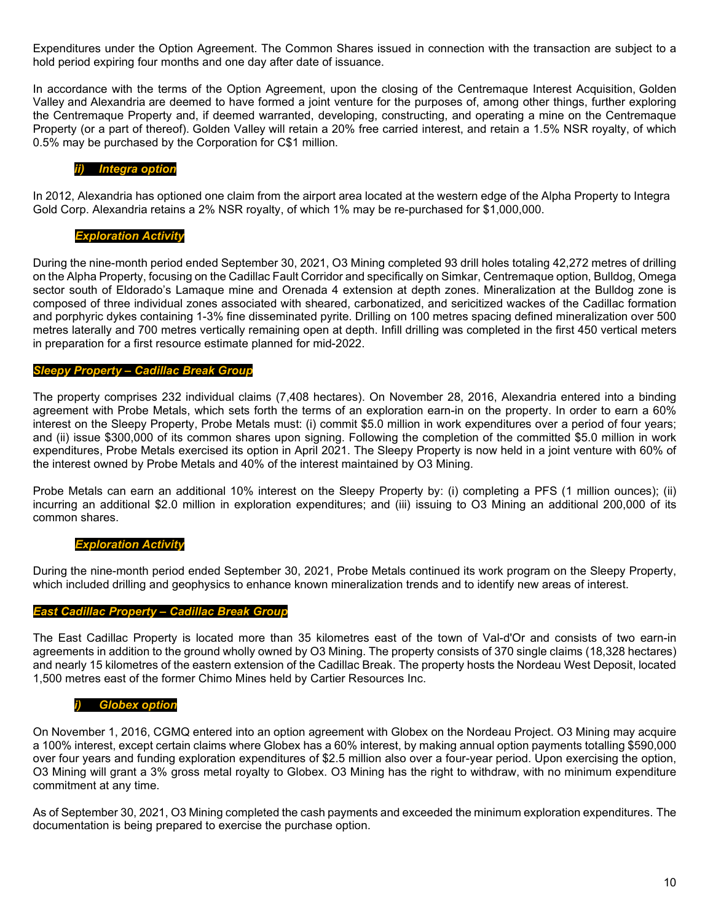Expenditures under the Option Agreement. The Common Shares issued in connection with the transaction are subject to a hold period expiring four months and one day after date of issuance.

In accordance with the terms of the Option Agreement, upon the closing of the Centremaque Interest Acquisition, Golden Valley and Alexandria are deemed to have formed a joint venture for the purposes of, among other things, further exploring the Centremaque Property and, if deemed warranted, developing, constructing, and operating a mine on the Centremaque Property (or a part of thereof). Golden Valley will retain a 20% free carried interest, and retain a 1.5% NSR royalty, of which 0.5% may be purchased by the Corporation for C$1 million.

***ii) Integra option***

In 2012, Alexandria has optioned one claim from the airport area located at the western edge of the Alpha Property to Integra Gold Corp. Alexandria retains a 2% NSR royalty, of which 1% may be re-purchased for $1,000,000.

***Exploration Activity***

During the nine-month period ended September 30, 2021, O3 Mining completed 93 drill holes totaling 42,272 metres of drilling on the Alpha Property, focusing on the Cadillac Fault Corridor and specifically on Simkar, Centremaque option, Bulldog, Omega sector south of Eldorado's Lamaque mine and Orenada 4 extension at depth zones. Mineralization at the Bulldog zone is composed of three individual zones associated with sheared, carbonatized, and sericitized wackes of the Cadillac formation and porphyric dykes containing 1-3% fine disseminated pyrite. Drilling on 100 metres spacing defined mineralization over 500 metres laterally and 700 metres vertically remaining open at depth. Infill drilling was completed in the first 450 vertical meters in preparation for a first resource estimate planned for mid-2022.

***Sleepy Property – Cadillac Break Group***

The property comprises 232 individual claims (7,408 hectares). On November 28, 2016, Alexandria entered into a binding agreement with Probe Metals, which sets forth the terms of an exploration earn-in on the property. In order to earn a 60% interest on the Sleepy Property, Probe Metals must: (i) commit $5.0 million in work expenditures over a period of four years; and (ii) issue $300,000 of its common shares upon signing. Following the completion of the committed $5.0 million in work expenditures, Probe Metals exercised its option in April 2021. The Sleepy Property is now held in a joint venture with 60% of the interest owned by Probe Metals and 40% of the interest maintained by O3 Mining.

Probe Metals can earn an additional 10% interest on the Sleepy Property by: (i) completing a PFS (1 million ounces); (ii) incurring an additional $2.0 million in exploration expenditures; and (iii) issuing to O3 Mining an additional 200,000 of its common shares.

***Exploration Activity***

During the nine-month period ended September 30, 2021, Probe Metals continued its work program on the Sleepy Property, which included drilling and geophysics to enhance known mineralization trends and to identify new areas of interest.

***East Cadillac Property – Cadillac Break Group***

The East Cadillac Property is located more than 35 kilometres east of the town of Val-d'Or and consists of two earn-in agreements in addition to the ground wholly owned by O3 Mining. The property consists of 370 single claims (18,328 hectares) and nearly 15 kilometres of the eastern extension of the Cadillac Break. The property hosts the Nordeau West Deposit, located 1,500 metres east of the former Chimo Mines held by Cartier Resources Inc.

***i) Globex option***

On November 1, 2016, CGMQ entered into an option agreement with Globex on the Nordeau Project. O3 Mining may acquire a 100% interest, except certain claims where Globex has a 60% interest, by making annual option payments totalling $590,000 over four years and funding exploration expenditures of $2.5 million also over a four-year period. Upon exercising the option, O3 Mining will grant a 3% gross metal royalty to Globex. O3 Mining has the right to withdraw, with no minimum expenditure commitment at any time.

As of September 30, 2021, O3 Mining completed the cash payments and exceeded the minimum exploration expenditures. The documentation is being prepared to exercise the purchase option.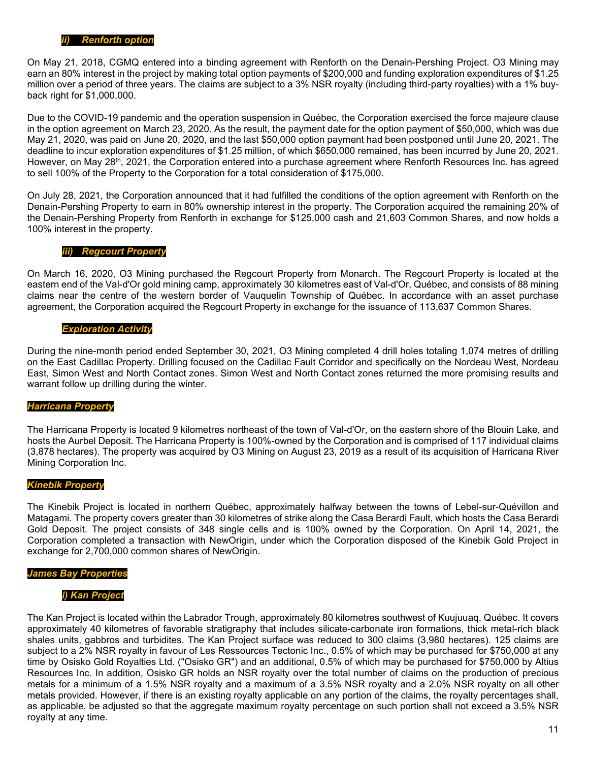### *ii) Renforth option*

On May 21, 2018, CGMQ entered into a binding agreement with Renforth on the Denain-Pershing Project. O3 Mining may earn an 80% interest in the project by making total option payments of $200,000 and funding exploration expenditures of $1.25 million over a period of three years. The claims are subject to a 3% NSR royalty (including third-party royalties) with a 1% buy-back right for $1,000,000.

Due to the COVID-19 pandemic and the operation suspension in Québec, the Corporation exercised the force majeure clause in the option agreement on March 23, 2020. As the result, the payment date for the option payment of $50,000, which was due May 21, 2020, was paid on June 20, 2020, and the last $50,000 option payment had been postponed until June 20, 2021. The deadline to incur exploration expenditures of $1.25 million, of which $650,000 remained, has been incurred by June 20, 2021. However, on May 28th, 2021, the Corporation entered into a purchase agreement where Renforth Resources Inc. has agreed to sell 100% of the Property to the Corporation for a total consideration of $175,000.

On July 28, 2021, the Corporation announced that it had fulfilled the conditions of the option agreement with Renforth on the Denain-Pershing Property to earn in 80% ownership interest in the property. The Corporation acquired the remaining 20% of the Denain-Pershing Property from Renforth in exchange for $125,000 cash and 21,603 Common Shares, and now holds a 100% interest in the property.

### *iii) Regcourt Property*

On March 16, 2020, O3 Mining purchased the Regcourt Property from Monarch. The Regcourt Property is located at the eastern end of the Val-d'Or gold mining camp, approximately 30 kilometres east of Val-d'Or, Québec, and consists of 88 mining claims near the centre of the western border of Vauquelin Township of Québec. In accordance with an asset purchase agreement, the Corporation acquired the Regcourt Property in exchange for the issuance of 113,637 Common Shares.

### *Exploration Activity*

During the nine-month period ended September 30, 2021, O3 Mining completed 4 drill holes totaling 1,074 metres of drilling on the East Cadillac Property. Drilling focused on the Cadillac Fault Corridor and specifically on the Nordeau West, Nordeau East, Simon West and North Contact zones. Simon West and North Contact zones returned the more promising results and warrant follow up drilling during the winter.

## *Harricana Property*

The Harricana Property is located 9 kilometres northeast of the town of Val-d'Or, on the eastern shore of the Blouin Lake, and hosts the Aurbel Deposit. The Harricana Property is 100%-owned by the Corporation and is comprised of 117 individual claims (3,878 hectares). The property was acquired by O3 Mining on August 23, 2019 as a result of its acquisition of Harricana River Mining Corporation Inc.

## *Kinebik Property*

The Kinebik Project is located in northern Québec, approximately halfway between the towns of Lebel-sur-Quévillon and Matagami. The property covers greater than 30 kilometres of strike along the Casa Berardi Fault, which hosts the Casa Berardi Gold Deposit. The project consists of 348 single cells and is 100% owned by the Corporation. On April 14, 2021, the Corporation completed a transaction with NewOrigin, under which the Corporation disposed of the Kinebik Gold Project in exchange for 2,700,000 common shares of NewOrigin.

## *James Bay Properties*

### *i) Kan Project*

The Kan Project is located within the Labrador Trough, approximately 80 kilometres southwest of Kuujuuaq, Québec. It covers approximately 40 kilometres of favorable stratigraphy that includes silicate-carbonate iron formations, thick metal-rich black shales units, gabbros and turbidites. The Kan Project surface was reduced to 300 claims (3,980 hectares). 125 claims are subject to a 2% NSR royalty in favour of Les Ressources Tectonic Inc., 0.5% of which may be purchased for $750,000 at any time by Osisko Gold Royalties Ltd. ("Osisko GR") and an additional, 0.5% of which may be purchased for $750,000 by Altius Resources Inc. In addition, Osisko GR holds an NSR royalty over the total number of claims on the production of precious metals for a minimum of a 1.5% NSR royalty and a maximum of a 3.5% NSR royalty and a 2.0% NSR royalty on all other metals provided. However, if there is an existing royalty applicable on any portion of the claims, the royalty percentages shall, as applicable, be adjusted so that the aggregate maximum royalty percentage on such portion shall not exceed a 3.5% NSR royalty at any time.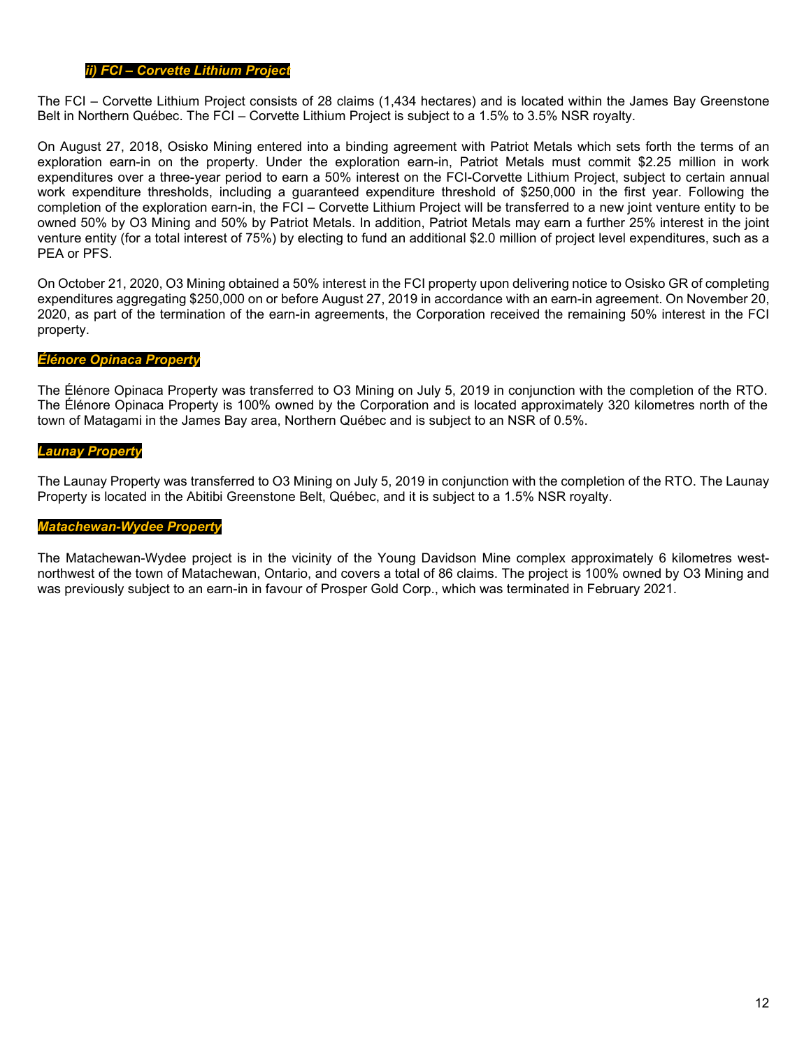### *ii) FCI – Corvette Lithium Project*

The FCI – Corvette Lithium Project consists of 28 claims (1,434 hectares) and is located within the James Bay Greenstone Belt in Northern Québec. The FCI – Corvette Lithium Project is subject to a 1.5% to 3.5% NSR royalty.

On August 27, 2018, Osisko Mining entered into a binding agreement with Patriot Metals which sets forth the terms of an exploration earn-in on the property. Under the exploration earn-in, Patriot Metals must commit $2.25 million in work expenditures over a three-year period to earn a 50% interest on the FCI-Corvette Lithium Project, subject to certain annual work expenditure thresholds, including a guaranteed expenditure threshold of $250,000 in the first year. Following the completion of the exploration earn-in, the FCI – Corvette Lithium Project will be transferred to a new joint venture entity to be owned 50% by O3 Mining and 50% by Patriot Metals. In addition, Patriot Metals may earn a further 25% interest in the joint venture entity (for a total interest of 75%) by electing to fund an additional $2.0 million of project level expenditures, such as a PEA or PFS.

On October 21, 2020, O3 Mining obtained a 50% interest in the FCI property upon delivering notice to Osisko GR of completing expenditures aggregating $250,000 on or before August 27, 2019 in accordance with an earn-in agreement. On November 20, 2020, as part of the termination of the earn-in agreements, the Corporation received the remaining 50% interest in the FCI property.

### *Élénore Opinaca Property*

The Élénore Opinaca Property was transferred to O3 Mining on July 5, 2019 in conjunction with the completion of the RTO. The Élénore Opinaca Property is 100% owned by the Corporation and is located approximately 320 kilometres north of the town of Matagami in the James Bay area, Northern Québec and is subject to an NSR of 0.5%.

### *Launay Property*

The Launay Property was transferred to O3 Mining on July 5, 2019 in conjunction with the completion of the RTO. The Launay Property is located in the Abitibi Greenstone Belt, Québec, and it is subject to a 1.5% NSR royalty.

### *Matachewan-Wydee Property*

The Matachewan-Wydee project is in the vicinity of the Young Davidson Mine complex approximately 6 kilometres west-northwest of the town of Matachewan, Ontario, and covers a total of 86 claims. The project is 100% owned by O3 Mining and was previously subject to an earn-in in favour of Prosper Gold Corp., which was terminated in February 2021.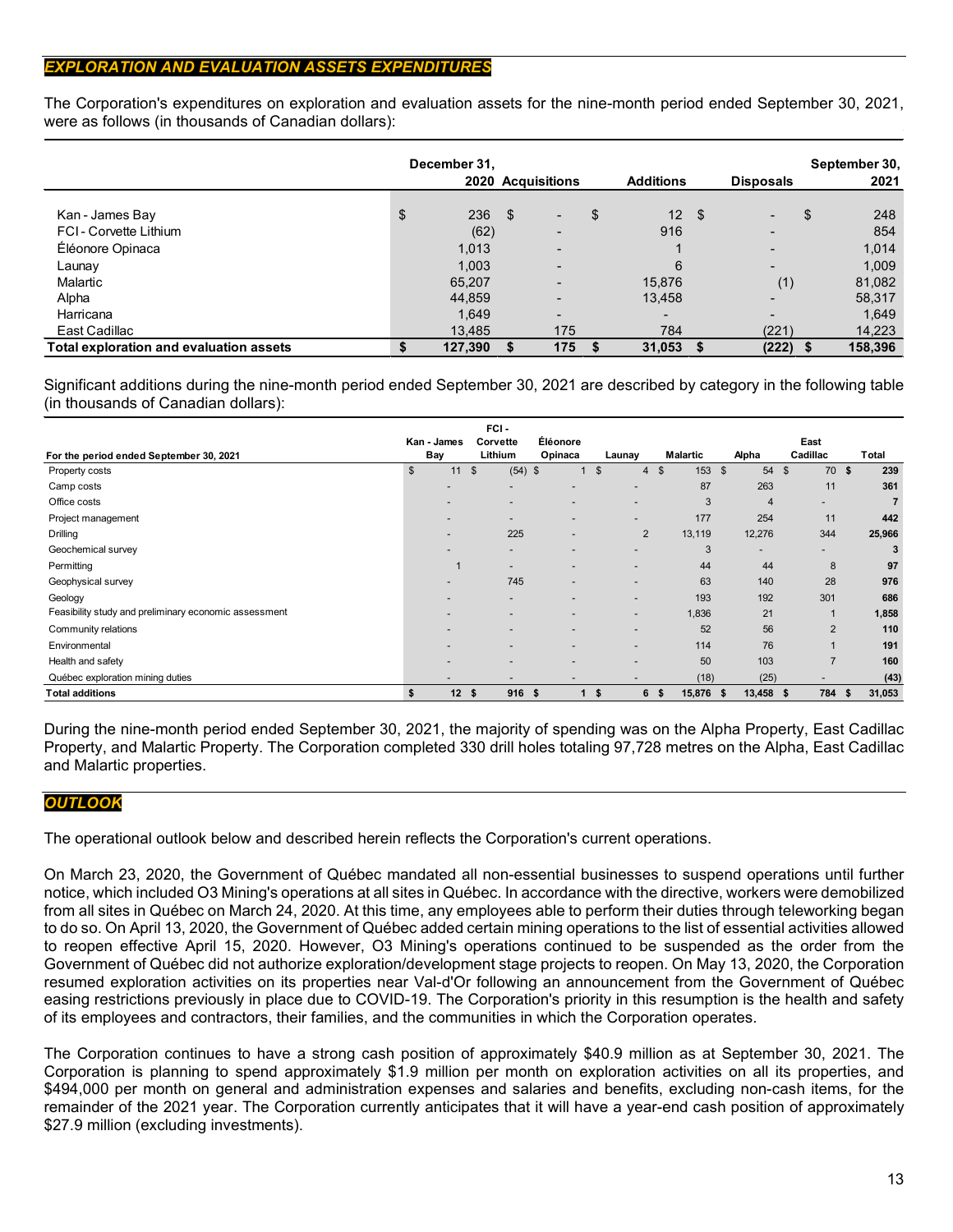## EXPLORATION AND EVALUATION ASSETS EXPENDITURES

The Corporation's expenditures on exploration and evaluation assets for the nine-month period ended September 30, 2021, were as follows (in thousands of Canadian dollars):

| | December 31, 2020 | Acquisitions | Additions | Disposals | September 30, 2021 |
|---|---|---|---|---|---|
| Kan - James Bay | $ 236 | $ - | $ 12 | $ - | $ 248 |
| FCI - Corvette Lithium | (62) | - | 916 | - | 854 |
| Éléonore Opinaca | 1,013 | - | 1 | - | 1,014 |
| Launay | 1,003 | - | 6 | - | 1,009 |
| Malartic | 65,207 | - | 15,876 | (1) | 81,082 |
| Alpha | 44,859 | - | 13,458 | - | 58,317 |
| Harricana | 1,649 | - | - | - | 1,649 |
| East Cadillac | 13,485 | 175 | 784 | (221) | 14,223 |
| **Total exploration and evaluation assets** | **$ 127,390** | **$ 175** | **$ 31,053** | **$ (222)** | **$ 158,396** |

Significant additions during the nine-month period ended September 30, 2021 are described by category in the following table (in thousands of Canadian dollars):

| For the period ended September 30, 2021 | Kan - James Bay | FCI - Corvette Lithium | Éléonore Opinaca | Launay | Malartic | Alpha | East Cadillac | Total |
|---|---|---|---|---|---|---|---|---|
| Property costs | $ 11 | $ (54) | $ 1 | $ 4 | $ 153 | $ 54 | $ 70 | **$ 239** |
| Camp costs | - | - | - | - | 87 | 263 | 11 | **361** |
| Office costs | - | - | - | - | 3 | 4 | - | **7** |
| Project management | - | - | - | - | 177 | 254 | 11 | **442** |
| Drilling | - | 225 | - | 2 | 13,119 | 12,276 | 344 | **25,966** |
| Geochemical survey | - | - | - | - | 3 | - | - | **3** |
| Permitting | 1 | - | - | - | 44 | 44 | 8 | **97** |
| Geophysical survey | - | 745 | - | - | 63 | 140 | 28 | **976** |
| Geology | - | - | - | - | 193 | 192 | 301 | **686** |
| Feasibility study and preliminary economic assessment | - | - | - | - | 1,836 | 21 | 1 | **1,858** |
| Community relations | - | - | - | - | 52 | 56 | 2 | **110** |
| Environmental | - | - | - | - | 114 | 76 | 1 | **191** |
| Health and safety | - | - | - | - | 50 | 103 | 7 | **160** |
| Québec exploration mining duties | - | - | - | - | (18) | (25) | - | **(43)** |
| **Total additions** | **$ 12** | **$ 916** | **$ 1** | **$ 6** | **$ 15,876** | **$ 13,458** | **$ 784** | **$ 31,053** |

During the nine-month period ended September 30, 2021, the majority of spending was on the Alpha Property, East Cadillac Property, and Malartic Property. The Corporation completed 330 drill holes totaling 97,728 metres on the Alpha, East Cadillac and Malartic properties.

## OUTLOOK

The operational outlook below and described herein reflects the Corporation's current operations.

On March 23, 2020, the Government of Québec mandated all non-essential businesses to suspend operations until further notice, which included O3 Mining's operations at all sites in Québec. In accordance with the directive, workers were demobilized from all sites in Québec on March 24, 2020. At this time, any employees able to perform their duties through teleworking began to do so. On April 13, 2020, the Government of Québec added certain mining operations to the list of essential activities allowed to reopen effective April 15, 2020. However, O3 Mining's operations continued to be suspended as the order from the Government of Québec did not authorize exploration/development stage projects to reopen. On May 13, 2020, the Corporation resumed exploration activities on its properties near Val-d'Or following an announcement from the Government of Québec easing restrictions previously in place due to COVID-19. The Corporation's priority in this resumption is the health and safety of its employees and contractors, their families, and the communities in which the Corporation operates.

The Corporation continues to have a strong cash position of approximately $40.9 million as at September 30, 2021. The Corporation is planning to spend approximately $1.9 million per month on exploration activities on all its properties, and $494,000 per month on general and administration expenses and salaries and benefits, excluding non-cash items, for the remainder of the 2021 year. The Corporation currently anticipates that it will have a year-end cash position of approximately $27.9 million (excluding investments).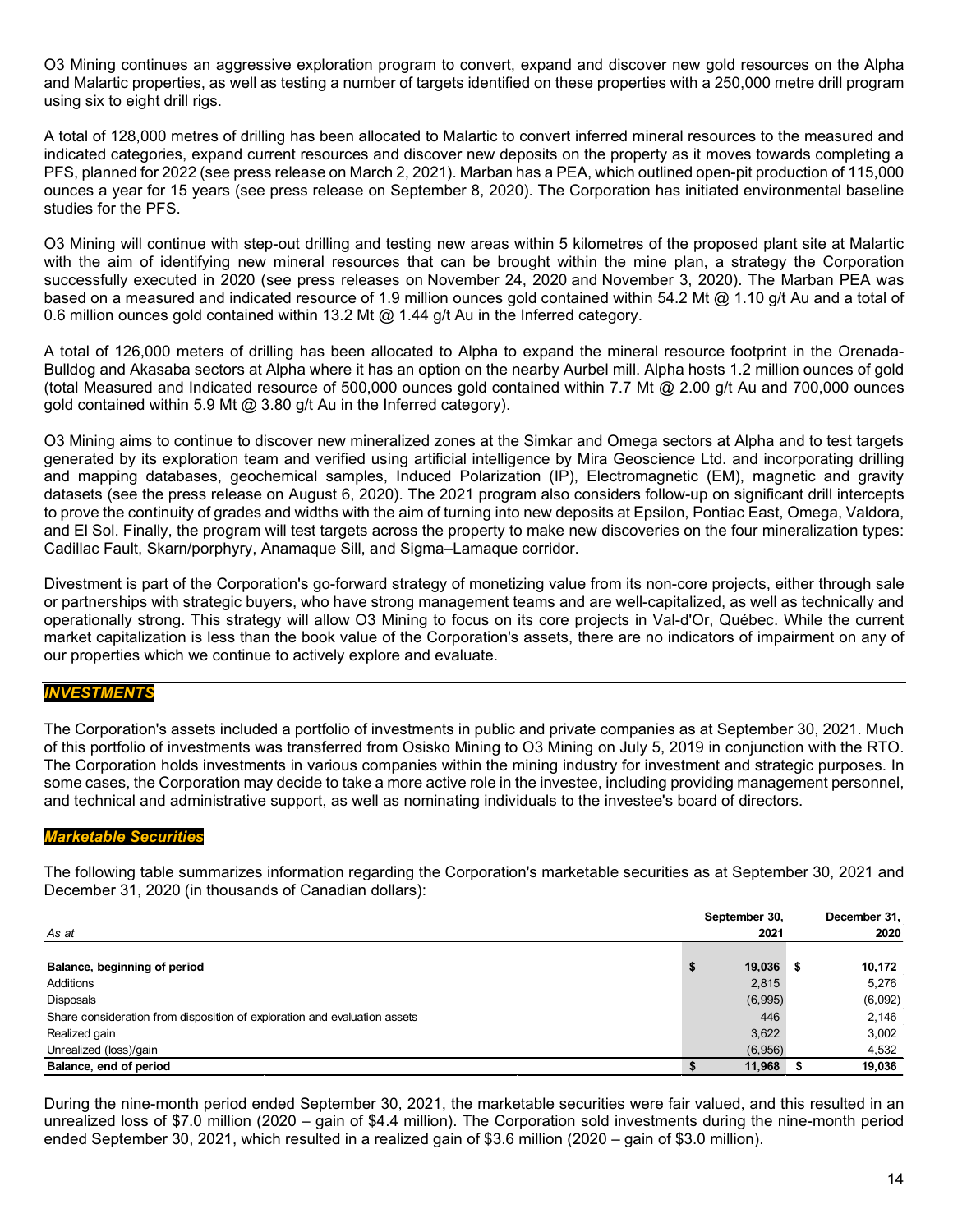O3 Mining continues an aggressive exploration program to convert, expand and discover new gold resources on the Alpha and Malartic properties, as well as testing a number of targets identified on these properties with a 250,000 metre drill program using six to eight drill rigs.

A total of 128,000 metres of drilling has been allocated to Malartic to convert inferred mineral resources to the measured and indicated categories, expand current resources and discover new deposits on the property as it moves towards completing a PFS, planned for 2022 (see press release on March 2, 2021). Marban has a PEA, which outlined open-pit production of 115,000 ounces a year for 15 years (see press release on September 8, 2020). The Corporation has initiated environmental baseline studies for the PFS.

O3 Mining will continue with step-out drilling and testing new areas within 5 kilometres of the proposed plant site at Malartic with the aim of identifying new mineral resources that can be brought within the mine plan, a strategy the Corporation successfully executed in 2020 (see press releases on November 24, 2020 and November 3, 2020). The Marban PEA was based on a measured and indicated resource of 1.9 million ounces gold contained within 54.2 Mt @ 1.10 g/t Au and a total of 0.6 million ounces gold contained within 13.2 Mt @ 1.44 g/t Au in the Inferred category.

A total of 126,000 meters of drilling has been allocated to Alpha to expand the mineral resource footprint in the Orenada-Bulldog and Akasaba sectors at Alpha where it has an option on the nearby Aurbel mill. Alpha hosts 1.2 million ounces of gold (total Measured and Indicated resource of 500,000 ounces gold contained within 7.7 Mt @ 2.00 g/t Au and 700,000 ounces gold contained within 5.9 Mt @ 3.80 g/t Au in the Inferred category).

O3 Mining aims to continue to discover new mineralized zones at the Simkar and Omega sectors at Alpha and to test targets generated by its exploration team and verified using artificial intelligence by Mira Geoscience Ltd. and incorporating drilling and mapping databases, geochemical samples, Induced Polarization (IP), Electromagnetic (EM), magnetic and gravity datasets (see the press release on August 6, 2020). The 2021 program also considers follow-up on significant drill intercepts to prove the continuity of grades and widths with the aim of turning into new deposits at Epsilon, Pontiac East, Omega, Valdora, and El Sol. Finally, the program will test targets across the property to make new discoveries on the four mineralization types: Cadillac Fault, Skarn/porphyry, Anamaque Sill, and Sigma–Lamaque corridor.

Divestment is part of the Corporation's go-forward strategy of monetizing value from its non-core projects, either through sale or partnerships with strategic buyers, who have strong management teams and are well-capitalized, as well as technically and operationally strong. This strategy will allow O3 Mining to focus on its core projects in Val-d'Or, Québec. While the current market capitalization is less than the book value of the Corporation's assets, there are no indicators of impairment on any of our properties which we continue to actively explore and evaluate.

## *INVESTMENTS*

The Corporation's assets included a portfolio of investments in public and private companies as at September 30, 2021. Much of this portfolio of investments was transferred from Osisko Mining to O3 Mining on July 5, 2019 in conjunction with the RTO. The Corporation holds investments in various companies within the mining industry for investment and strategic purposes. In some cases, the Corporation may decide to take a more active role in the investee, including providing management personnel, and technical and administrative support, as well as nominating individuals to the investee's board of directors.

### *Marketable Securities*

The following table summarizes information regarding the Corporation's marketable securities as at September 30, 2021 and December 31, 2020 (in thousands of Canadian dollars):

| *As at* | September 30, 2021 | December 31, 2020 |
|---|---|---|
| **Balance, beginning of period** | **$ 19,036** | **$ 10,172** |
| Additions | 2,815 | 5,276 |
| Disposals | (6,995) | (6,092) |
| Share consideration from disposition of exploration and evaluation assets | 446 | 2,146 |
| Realized gain | 3,622 | 3,002 |
| Unrealized (loss)/gain | (6,956) | 4,532 |
| **Balance, end of period** | **$ 11,968** | **$ 19,036** |

During the nine-month period ended September 30, 2021, the marketable securities were fair valued, and this resulted in an unrealized loss of $7.0 million (2020 – gain of $4.4 million). The Corporation sold investments during the nine-month period ended September 30, 2021, which resulted in a realized gain of $3.6 million (2020 – gain of $3.0 million).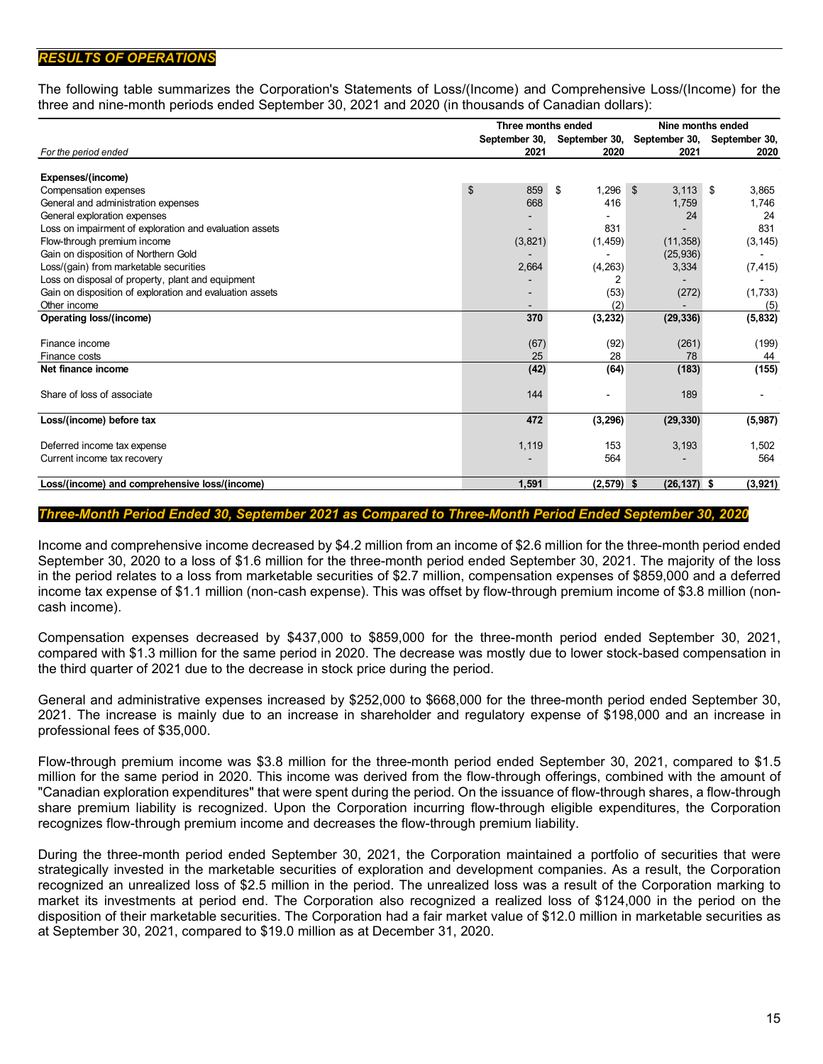## *RESULTS OF OPERATIONS*

The following table summarizes the Corporation's Statements of Loss/(Income) and Comprehensive Loss/(Income) for the three and nine-month periods ended September 30, 2021 and 2020 (in thousands of Canadian dollars):

| *For the period ended* | Three months ended September 30, 2021 | Three months ended September 30, 2020 | Nine months ended September 30, 2021 | Nine months ended September 30, 2020 |
|---|---|---|---|---|
| **Expenses/(income)** | | | | |
| Compensation expenses | $ 859 | $ 1,296 | $ 3,113 | $ 3,865 |
| General and administration expenses | 668 | 416 | 1,759 | 1,746 |
| General exploration expenses | - | - | 24 | 24 |
| Loss on impairment of exploration and evaluation assets | - | 831 | - | 831 |
| Flow-through premium income | (3,821) | (1,459) | (11,358) | (3,145) |
| Gain on disposition of Northern Gold | - | - | (25,936) | - |
| Loss/(gain) from marketable securities | 2,664 | (4,263) | 3,334 | (7,415) |
| Loss on disposal of property, plant and equipment | - | 2 | - | - |
| Gain on disposition of exploration and evaluation assets | - | (53) | (272) | (1,733) |
| Other income | - | (2) | - | (5) |
| **Operating loss/(income)** | **370** | **(3,232)** | **(29,336)** | **(5,832)** |
| Finance income | (67) | (92) | (261) | (199) |
| Finance costs | 25 | 28 | 78 | 44 |
| **Net finance income** | **(42)** | **(64)** | **(183)** | **(155)** |
| Share of loss of associate | 144 | - | 189 | - |
| **Loss/(income) before tax** | **472** | **(3,296)** | **(29,330)** | **(5,987)** |
| Deferred income tax expense | 1,119 | 153 | 3,193 | 1,502 |
| Current income tax recovery | - | 564 | - | 564 |
| **Loss/(income) and comprehensive loss/(income)** | **1,591** | **(2,579)** | **$ (26,137)** | **$ (3,921)** |

### *Three-Month Period Ended 30, September 2021 as Compared to Three-Month Period Ended September 30, 2020*

Income and comprehensive income decreased by $4.2 million from an income of $2.6 million for the three-month period ended September 30, 2020 to a loss of $1.6 million for the three-month period ended September 30, 2021. The majority of the loss in the period relates to a loss from marketable securities of $2.7 million, compensation expenses of $859,000 and a deferred income tax expense of $1.1 million (non-cash expense). This was offset by flow-through premium income of $3.8 million (non-cash income).

Compensation expenses decreased by $437,000 to $859,000 for the three-month period ended September 30, 2021, compared with $1.3 million for the same period in 2020. The decrease was mostly due to lower stock-based compensation in the third quarter of 2021 due to the decrease in stock price during the period.

General and administrative expenses increased by $252,000 to $668,000 for the three-month period ended September 30, 2021. The increase is mainly due to an increase in shareholder and regulatory expense of $198,000 and an increase in professional fees of $35,000.

Flow-through premium income was $3.8 million for the three-month period ended September 30, 2021, compared to $1.5 million for the same period in 2020. This income was derived from the flow-through offerings, combined with the amount of "Canadian exploration expenditures" that were spent during the period. On the issuance of flow-through shares, a flow-through share premium liability is recognized. Upon the Corporation incurring flow-through eligible expenditures, the Corporation recognizes flow-through premium income and decreases the flow-through premium liability.

During the three-month period ended September 30, 2021, the Corporation maintained a portfolio of securities that were strategically invested in the marketable securities of exploration and development companies. As a result, the Corporation recognized an unrealized loss of $2.5 million in the period. The unrealized loss was a result of the Corporation marking to market its investments at period end. The Corporation also recognized a realized loss of $124,000 in the period on the disposition of their marketable securities. The Corporation had a fair market value of $12.0 million in marketable securities as at September 30, 2021, compared to $19.0 million as at December 31, 2020.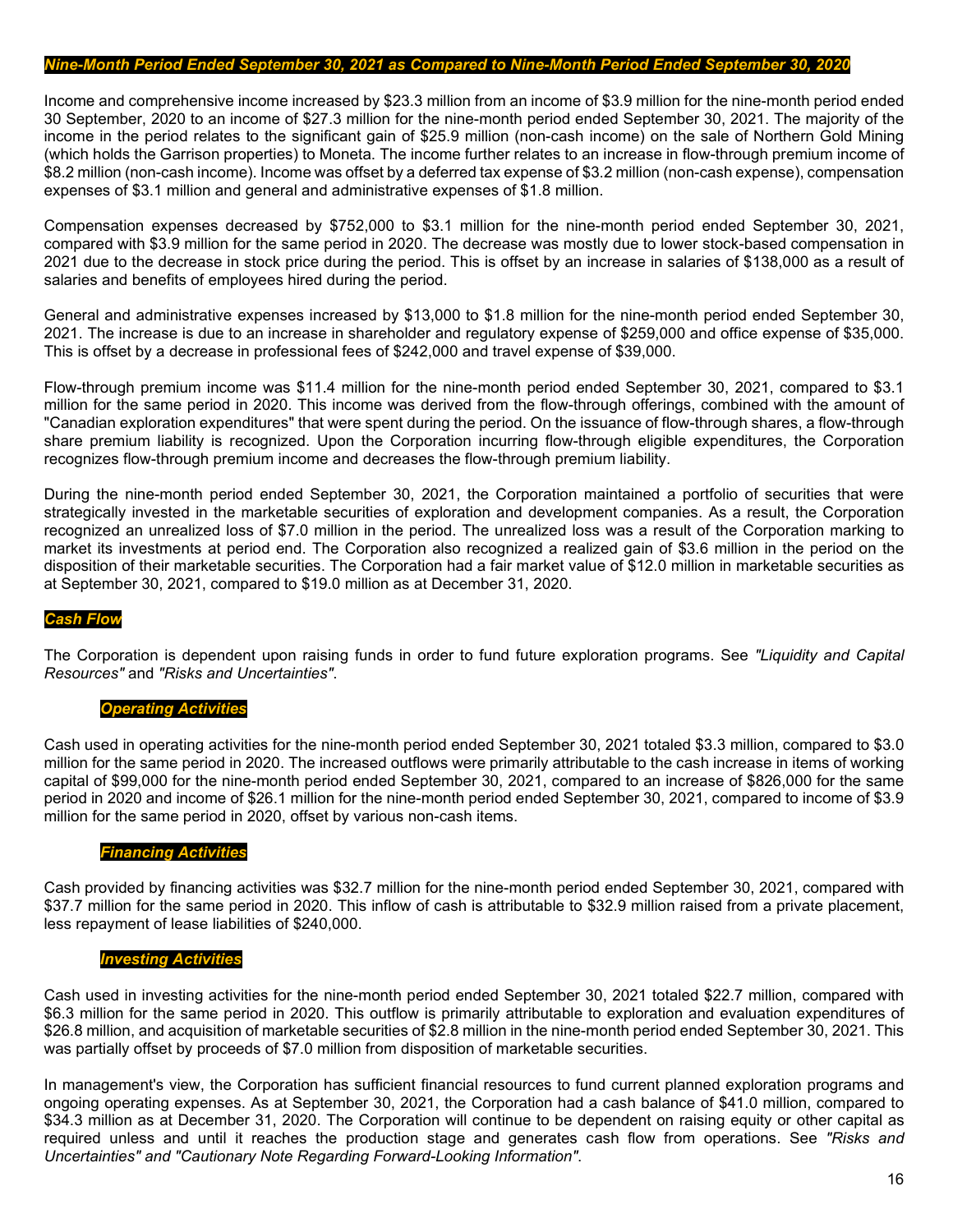### *Nine-Month Period Ended September 30, 2021 as Compared to Nine-Month Period Ended September 30, 2020*

Income and comprehensive income increased by $23.3 million from an income of $3.9 million for the nine-month period ended 30 September, 2020 to an income of $27.3 million for the nine-month period ended September 30, 2021. The majority of the income in the period relates to the significant gain of $25.9 million (non-cash income) on the sale of Northern Gold Mining (which holds the Garrison properties) to Moneta. The income further relates to an increase in flow-through premium income of $8.2 million (non-cash income). Income was offset by a deferred tax expense of $3.2 million (non-cash expense), compensation expenses of $3.1 million and general and administrative expenses of $1.8 million.

Compensation expenses decreased by $752,000 to $3.1 million for the nine-month period ended September 30, 2021, compared with $3.9 million for the same period in 2020. The decrease was mostly due to lower stock-based compensation in 2021 due to the decrease in stock price during the period. This is offset by an increase in salaries of $138,000 as a result of salaries and benefits of employees hired during the period.

General and administrative expenses increased by $13,000 to $1.8 million for the nine-month period ended September 30, 2021. The increase is due to an increase in shareholder and regulatory expense of $259,000 and office expense of $35,000. This is offset by a decrease in professional fees of $242,000 and travel expense of $39,000.

Flow-through premium income was $11.4 million for the nine-month period ended September 30, 2021, compared to $3.1 million for the same period in 2020. This income was derived from the flow-through offerings, combined with the amount of "Canadian exploration expenditures" that were spent during the period. On the issuance of flow-through shares, a flow-through share premium liability is recognized. Upon the Corporation incurring flow-through eligible expenditures, the Corporation recognizes flow-through premium income and decreases the flow-through premium liability.

During the nine-month period ended September 30, 2021, the Corporation maintained a portfolio of securities that were strategically invested in the marketable securities of exploration and development companies. As a result, the Corporation recognized an unrealized loss of $7.0 million in the period. The unrealized loss was a result of the Corporation marking to market its investments at period end. The Corporation also recognized a realized gain of $3.6 million in the period on the disposition of their marketable securities. The Corporation had a fair market value of $12.0 million in marketable securities as at September 30, 2021, compared to $19.0 million as at December 31, 2020.

### *Cash Flow*

The Corporation is dependent upon raising funds in order to fund future exploration programs. See *"Liquidity and Capital Resources"* and *"Risks and Uncertainties"*.

#### *Operating Activities*

Cash used in operating activities for the nine-month period ended September 30, 2021 totaled $3.3 million, compared to $3.0 million for the same period in 2020. The increased outflows were primarily attributable to the cash increase in items of working capital of $99,000 for the nine-month period ended September 30, 2021, compared to an increase of $826,000 for the same period in 2020 and income of $26.1 million for the nine-month period ended September 30, 2021, compared to income of $3.9 million for the same period in 2020, offset by various non-cash items.

#### *Financing Activities*

Cash provided by financing activities was $32.7 million for the nine-month period ended September 30, 2021, compared with $37.7 million for the same period in 2020. This inflow of cash is attributable to $32.9 million raised from a private placement, less repayment of lease liabilities of $240,000.

#### *Investing Activities*

Cash used in investing activities for the nine-month period ended September 30, 2021 totaled $22.7 million, compared with $6.3 million for the same period in 2020. This outflow is primarily attributable to exploration and evaluation expenditures of $26.8 million, and acquisition of marketable securities of $2.8 million in the nine-month period ended September 30, 2021. This was partially offset by proceeds of $7.0 million from disposition of marketable securities.

In management's view, the Corporation has sufficient financial resources to fund current planned exploration programs and ongoing operating expenses. As at September 30, 2021, the Corporation had a cash balance of $41.0 million, compared to $34.3 million as at December 31, 2020. The Corporation will continue to be dependent on raising equity or other capital as required unless and until it reaches the production stage and generates cash flow from operations. See *"Risks and Uncertainties" and "Cautionary Note Regarding Forward-Looking Information"*.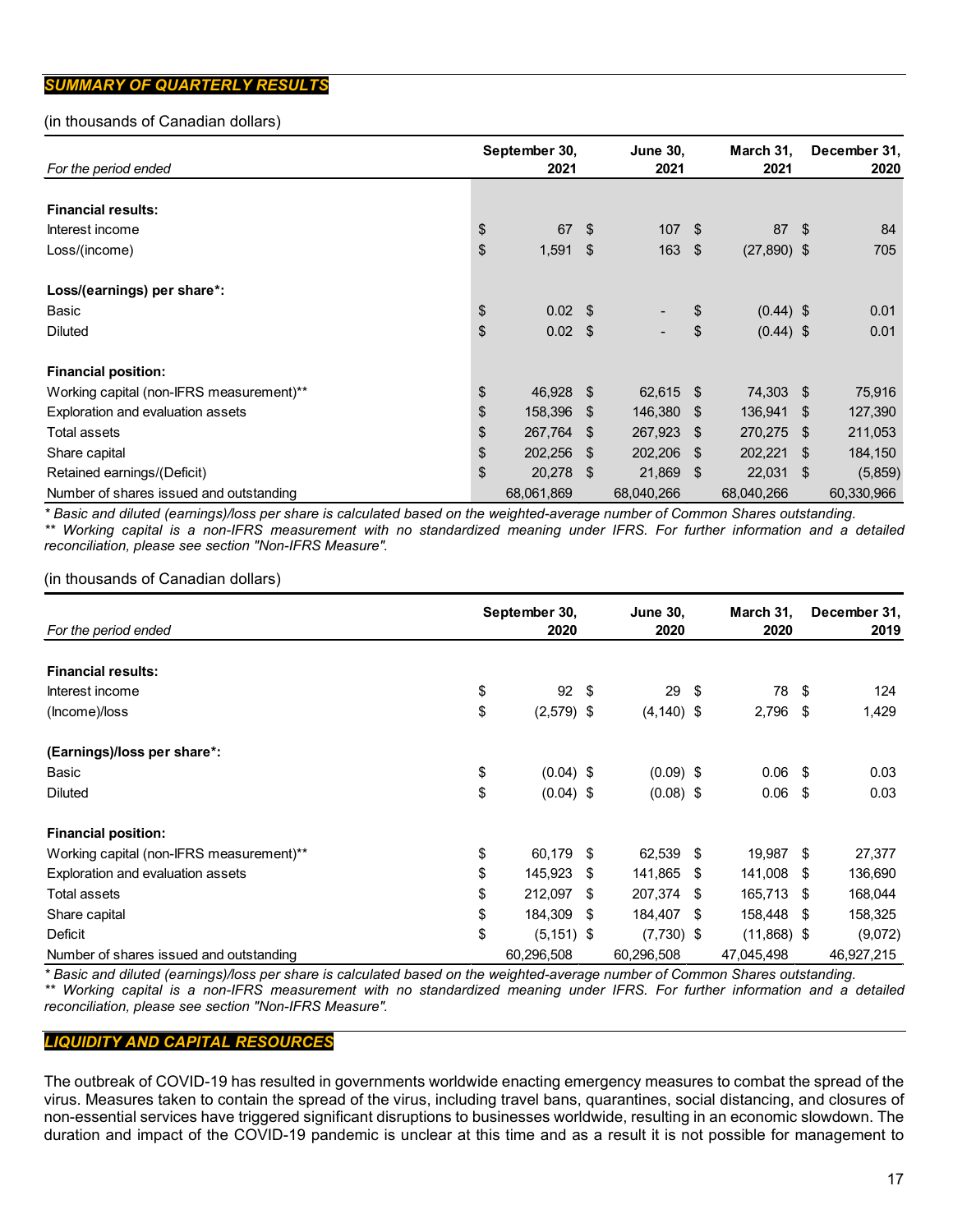## SUMMARY OF QUARTERLY RESULTS

(in thousands of Canadian dollars)

| For the period ended | September 30, 2021 | June 30, 2021 | March 31, 2021 | December 31, 2020 |
|---|---|---|---|---|
| **Financial results:** | | | | |
| Interest income | $ 67 | $ 107 | $ 87 | $ 84 |
| Loss/(income) | $ 1,591 | $ 163 | $ (27,890) | $ 705 |
| **Loss/(earnings) per share*:** | | | | |
| Basic | $ 0.02 | $ - | $ (0.44) | $ 0.01 |
| Diluted | $ 0.02 | $ - | $ (0.44) | $ 0.01 |
| **Financial position:** | | | | |
| Working capital (non-IFRS measurement)** | $ 46,928 | $ 62,615 | $ 74,303 | $ 75,916 |
| Exploration and evaluation assets | $ 158,396 | $ 146,380 | $ 136,941 | $ 127,390 |
| Total assets | $ 267,764 | $ 267,923 | $ 270,275 | $ 211,053 |
| Share capital | $ 202,256 | $ 202,206 | $ 202,221 | $ 184,150 |
| Retained earnings/(Deficit) | $ 20,278 | $ 21,869 | $ 22,031 | $ (5,859) |
| Number of shares issued and outstanding | 68,061,869 | 68,040,266 | 68,040,266 | 60,330,966 |

*\* Basic and diluted (earnings)/loss per share is calculated based on the weighted-average number of Common Shares outstanding.*
*\*\* Working capital is a non-IFRS measurement with no standardized meaning under IFRS. For further information and a detailed reconciliation, please see section "Non-IFRS Measure".*

(in thousands of Canadian dollars)

| For the period ended | September 30, 2020 | June 30, 2020 | March 31, 2020 | December 31, 2019 |
|---|---|---|---|---|
| **Financial results:** | | | | |
| Interest income | $ 92 | $ 29 | $ 78 | $ 124 |
| (Income)/loss | $ (2,579) | $ (4,140) | $ 2,796 | $ 1,429 |
| **(Earnings)/loss per share*:** | | | | |
| Basic | $ (0.04) | $ (0.09) | $ 0.06 | $ 0.03 |
| Diluted | $ (0.04) | $ (0.08) | $ 0.06 | $ 0.03 |
| **Financial position:** | | | | |
| Working capital (non-IFRS measurement)** | $ 60,179 | $ 62,539 | $ 19,987 | $ 27,377 |
| Exploration and evaluation assets | $ 145,923 | $ 141,865 | $ 141,008 | $ 136,690 |
| Total assets | $ 212,097 | $ 207,374 | $ 165,713 | $ 168,044 |
| Share capital | $ 184,309 | $ 184,407 | $ 158,448 | $ 158,325 |
| Deficit | $ (5,151) | $ (7,730) | $ (11,868) | $ (9,072) |
| Number of shares issued and outstanding | 60,296,508 | 60,296,508 | 47,045,498 | 46,927,215 |

*\* Basic and diluted (earnings)/loss per share is calculated based on the weighted-average number of Common Shares outstanding.*
*\*\* Working capital is a non-IFRS measurement with no standardized meaning under IFRS. For further information and a detailed reconciliation, please see section "Non-IFRS Measure".*

## LIQUIDITY AND CAPITAL RESOURCES

The outbreak of COVID-19 has resulted in governments worldwide enacting emergency measures to combat the spread of the virus. Measures taken to contain the spread of the virus, including travel bans, quarantines, social distancing, and closures of non-essential services have triggered significant disruptions to businesses worldwide, resulting in an economic slowdown. The duration and impact of the COVID-19 pandemic is unclear at this time and as a result it is not possible for management to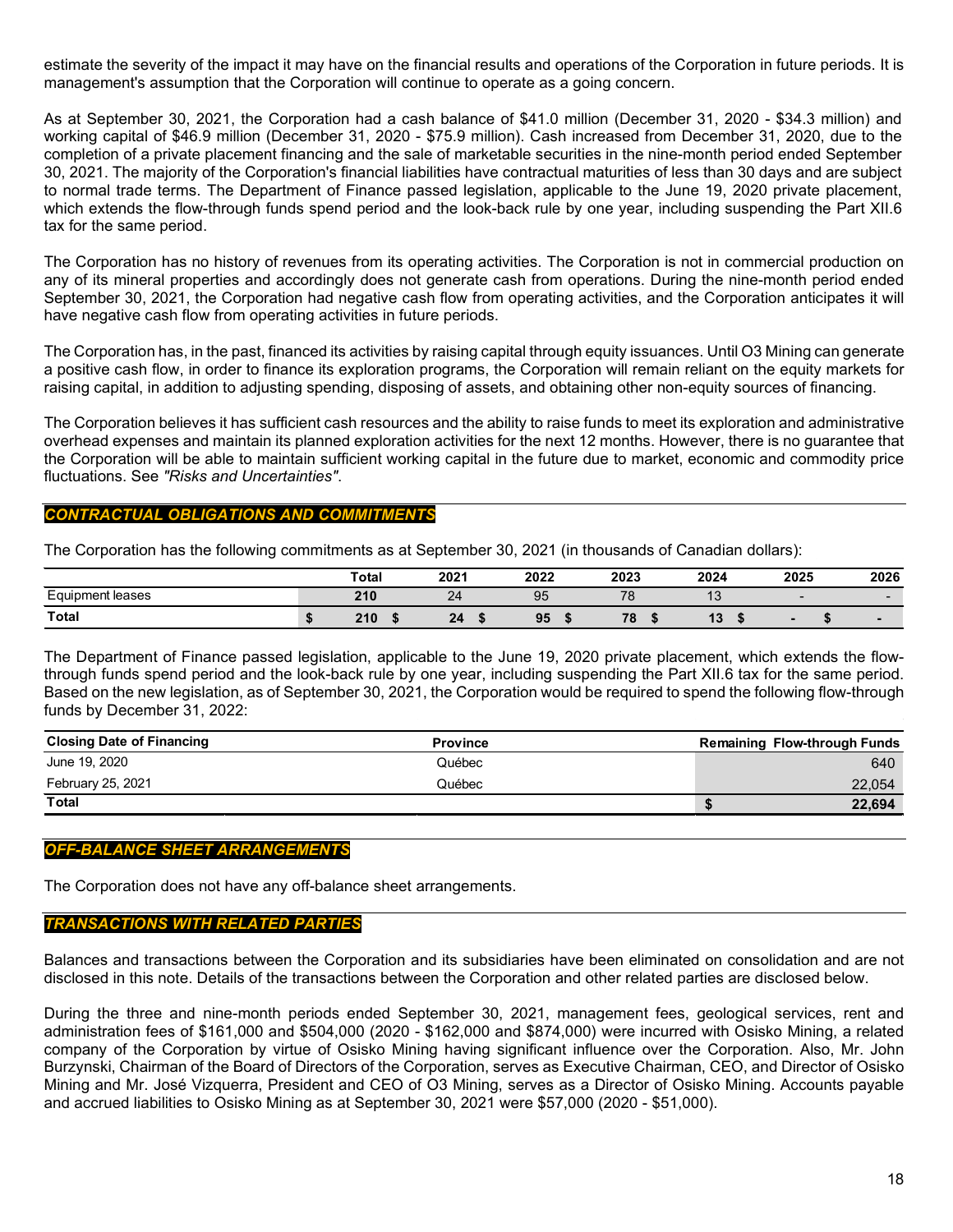estimate the severity of the impact it may have on the financial results and operations of the Corporation in future periods. It is management's assumption that the Corporation will continue to operate as a going concern.

As at September 30, 2021, the Corporation had a cash balance of $41.0 million (December 31, 2020 - $34.3 million) and working capital of $46.9 million (December 31, 2020 - $75.9 million). Cash increased from December 31, 2020, due to the completion of a private placement financing and the sale of marketable securities in the nine-month period ended September 30, 2021. The majority of the Corporation's financial liabilities have contractual maturities of less than 30 days and are subject to normal trade terms. The Department of Finance passed legislation, applicable to the June 19, 2020 private placement, which extends the flow-through funds spend period and the look-back rule by one year, including suspending the Part XII.6 tax for the same period.

The Corporation has no history of revenues from its operating activities. The Corporation is not in commercial production on any of its mineral properties and accordingly does not generate cash from operations. During the nine-month period ended September 30, 2021, the Corporation had negative cash flow from operating activities, and the Corporation anticipates it will have negative cash flow from operating activities in future periods.

The Corporation has, in the past, financed its activities by raising capital through equity issuances. Until O3 Mining can generate a positive cash flow, in order to finance its exploration programs, the Corporation will remain reliant on the equity markets for raising capital, in addition to adjusting spending, disposing of assets, and obtaining other non-equity sources of financing.

The Corporation believes it has sufficient cash resources and the ability to raise funds to meet its exploration and administrative overhead expenses and maintain its planned exploration activities for the next 12 months. However, there is no guarantee that the Corporation will be able to maintain sufficient working capital in the future due to market, economic and commodity price fluctuations. See *"Risks and Uncertainties"*.

## *CONTRACTUAL OBLIGATIONS AND COMMITMENTS*

The Corporation has the following commitments as at September 30, 2021 (in thousands of Canadian dollars):

| | Total | 2021 | 2022 | 2023 | 2024 | 2025 | 2026 |
|---|---|---|---|---|---|---|---|
| Equipment leases | 210 | 24 | 95 | 78 | 13 | - | - |
| **Total** | **$ 210** | **$ 24** | **$ 95** | **$ 78** | **$ 13** | **$ -** | **$ -** |

The Department of Finance passed legislation, applicable to the June 19, 2020 private placement, which extends the flow-through funds spend period and the look-back rule by one year, including suspending the Part XII.6 tax for the same period. Based on the new legislation, as of September 30, 2021, the Corporation would be required to spend the following flow-through funds by December 31, 2022:

| Closing Date of Financing | Province | Remaining Flow-through Funds |
|---|---|---|
| June 19, 2020 | Québec | 640 |
| February 25, 2021 | Québec | 22,054 |
| **Total** | | **$ 22,694** |

## *OFF-BALANCE SHEET ARRANGEMENTS*

The Corporation does not have any off-balance sheet arrangements.

## *TRANSACTIONS WITH RELATED PARTIES*

Balances and transactions between the Corporation and its subsidiaries have been eliminated on consolidation and are not disclosed in this note. Details of the transactions between the Corporation and other related parties are disclosed below.

During the three and nine-month periods ended September 30, 2021, management fees, geological services, rent and administration fees of $161,000 and $504,000 (2020 - $162,000 and $874,000) were incurred with Osisko Mining, a related company of the Corporation by virtue of Osisko Mining having significant influence over the Corporation. Also, Mr. John Burzynski, Chairman of the Board of Directors of the Corporation, serves as Executive Chairman, CEO, and Director of Osisko Mining and Mr. José Vizquerra, President and CEO of O3 Mining, serves as a Director of Osisko Mining. Accounts payable and accrued liabilities to Osisko Mining as at September 30, 2021 were $57,000 (2020 - $51,000).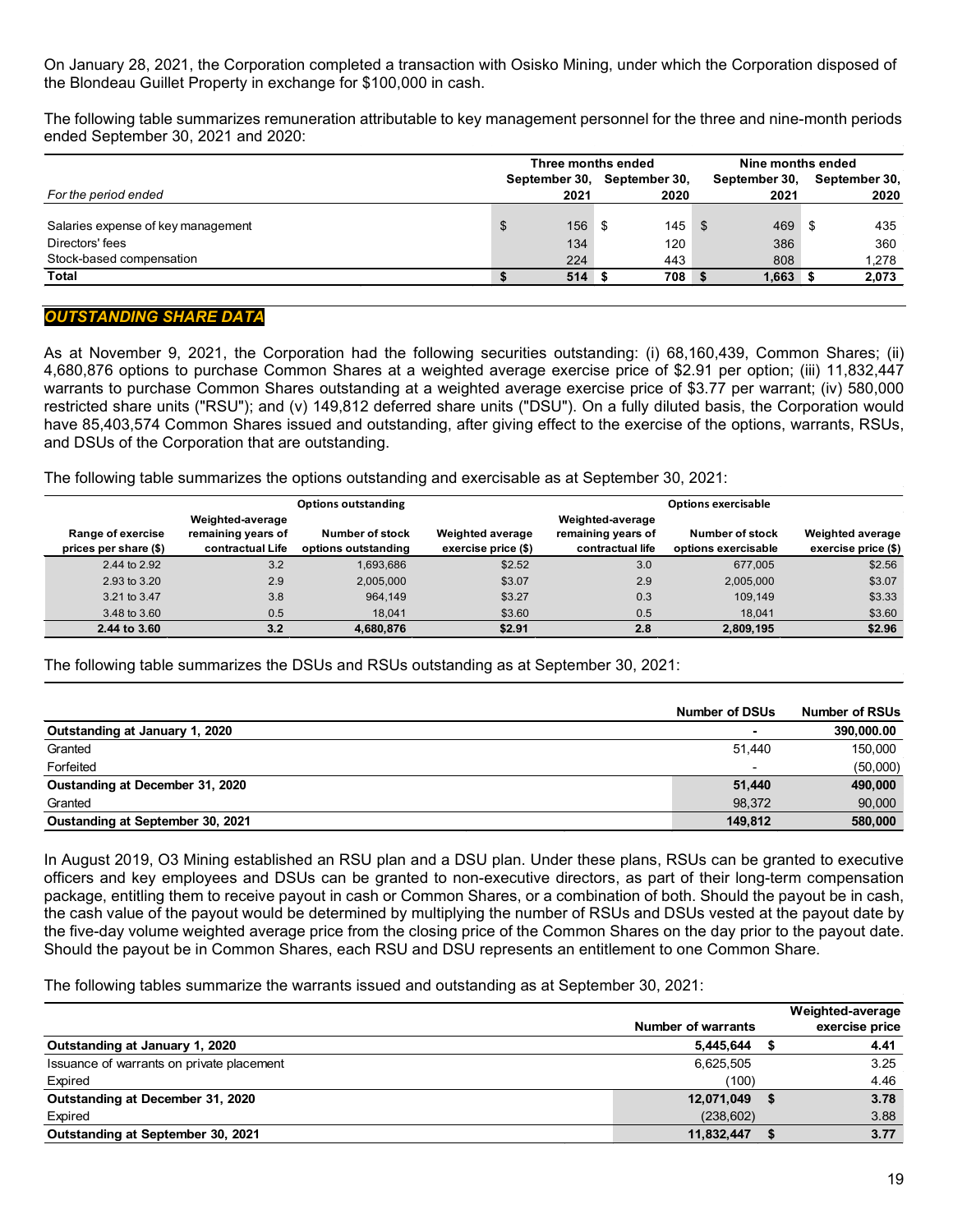On January 28, 2021, the Corporation completed a transaction with Osisko Mining, under which the Corporation disposed of the Blondeau Guillet Property in exchange for $100,000 in cash.

The following table summarizes remuneration attributable to key management personnel for the three and nine-month periods ended September 30, 2021 and 2020:

| *For the period ended* | Three months ended September 30, 2021 | Three months ended September 30, 2020 | Nine months ended September 30, 2021 | Nine months ended September 30, 2020 |
|---|---|---|---|---|
| Salaries expense of key management | $ 156 | $ 145 | $ 469 | $ 435 |
| Directors' fees | 134 | 120 | 386 | 360 |
| Stock-based compensation | 224 | 443 | 808 | 1,278 |
| **Total** | **$ 514** | **$ 708** | **$ 1,663** | **$ 2,073** |

## *OUTSTANDING SHARE DATA*

As at November 9, 2021, the Corporation had the following securities outstanding: (i) 68,160,439, Common Shares; (ii) 4,680,876 options to purchase Common Shares at a weighted average exercise price of $2.91 per option; (iii) 11,832,447 warrants to purchase Common Shares outstanding at a weighted average exercise price of $3.77 per warrant; (iv) 580,000 restricted share units ("RSU"); and (v) 149,812 deferred share units ("DSU"). On a fully diluted basis, the Corporation would have 85,403,574 Common Shares issued and outstanding, after giving effect to the exercise of the options, warrants, RSUs, and DSUs of the Corporation that are outstanding.

The following table summarizes the options outstanding and exercisable as at September 30, 2021:

| | Options outstanding | | | Options exercisable | | |
|---|---|---|---|---|---|---|
| Range of exercise prices per share ($) | Weighted-average remaining years of contractual Life | Number of stock options outstanding | Weighted average exercise price ($) | Weighted-average remaining years of contractual life | Number of stock options exercisable | Weighted average exercise price ($) |
| 2.44 to 2.92 | 3.2 | 1,693,686 | $2.52 | 3.0 | 677,005 | $2.56 |
| 2.93 to 3.20 | 2.9 | 2,005,000 | $3.07 | 2.9 | 2,005,000 | $3.07 |
| 3.21 to 3.47 | 3.8 | 964,149 | $3.27 | 0.3 | 109,149 | $3.33 |
| 3.48 to 3.60 | 0.5 | 18,041 | $3.60 | 0.5 | 18,041 | $3.60 |
| **2.44 to 3.60** | **3.2** | **4,680,876** | **$2.91** | **2.8** | **2,809,195** | **$2.96** |

The following table summarizes the DSUs and RSUs outstanding as at September 30, 2021:

| | Number of DSUs | Number of RSUs |
|---|---|---|
| **Outstanding at January 1, 2020** | **-** | **390,000.00** |
| Granted | 51,440 | 150,000 |
| Forfeited | - | (50,000) |
| **Oustanding at December 31, 2020** | **51,440** | **490,000** |
| Granted | 98,372 | 90,000 |
| **Oustanding at September 30, 2021** | **149,812** | **580,000** |

In August 2019, O3 Mining established an RSU plan and a DSU plan. Under these plans, RSUs can be granted to executive officers and key employees and DSUs can be granted to non-executive directors, as part of their long-term compensation package, entitling them to receive payout in cash or Common Shares, or a combination of both. Should the payout be in cash, the cash value of the payout would be determined by multiplying the number of RSUs and DSUs vested at the payout date by the five-day volume weighted average price from the closing price of the Common Shares on the day prior to the payout date. Should the payout be in Common Shares, each RSU and DSU represents an entitlement to one Common Share.

The following tables summarize the warrants issued and outstanding as at September 30, 2021:

| | Number of warrants | Weighted-average exercise price |
|---|---|---|
| **Outstanding at January 1, 2020** | **5,445,644** | **$ 4.41** |
| Issuance of warrants on private placement | 6,625,505 | 3.25 |
| Expired | (100) | 4.46 |
| **Outstanding at December 31, 2020** | **12,071,049** | **$ 3.78** |
| Expired | (238,602) | 3.88 |
| **Outstanding at September 30, 2021** | **11,832,447** | **$ 3.77** |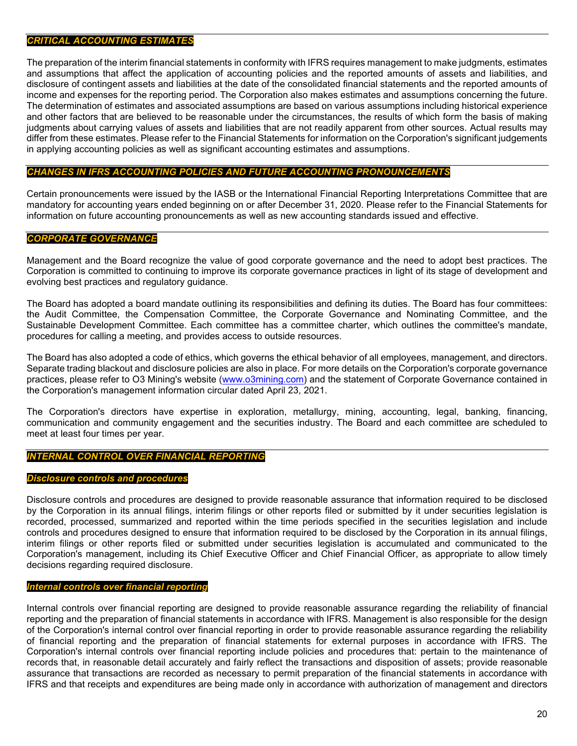## *CRITICAL ACCOUNTING ESTIMATES*

The preparation of the interim financial statements in conformity with IFRS requires management to make judgments, estimates and assumptions that affect the application of accounting policies and the reported amounts of assets and liabilities, and disclosure of contingent assets and liabilities at the date of the consolidated financial statements and the reported amounts of income and expenses for the reporting period. The Corporation also makes estimates and assumptions concerning the future. The determination of estimates and associated assumptions are based on various assumptions including historical experience and other factors that are believed to be reasonable under the circumstances, the results of which form the basis of making judgments about carrying values of assets and liabilities that are not readily apparent from other sources. Actual results may differ from these estimates. Please refer to the Financial Statements for information on the Corporation's significant judgements in applying accounting policies as well as significant accounting estimates and assumptions.

## *CHANGES IN IFRS ACCOUNTING POLICIES AND FUTURE ACCOUNTING PRONOUNCEMENTS*

Certain pronouncements were issued by the IASB or the International Financial Reporting Interpretations Committee that are mandatory for accounting years ended beginning on or after December 31, 2020. Please refer to the Financial Statements for information on future accounting pronouncements as well as new accounting standards issued and effective.

## *CORPORATE GOVERNANCE*

Management and the Board recognize the value of good corporate governance and the need to adopt best practices. The Corporation is committed to continuing to improve its corporate governance practices in light of its stage of development and evolving best practices and regulatory guidance.

The Board has adopted a board mandate outlining its responsibilities and defining its duties. The Board has four committees: the Audit Committee, the Compensation Committee, the Corporate Governance and Nominating Committee, and the Sustainable Development Committee. Each committee has a committee charter, which outlines the committee's mandate, procedures for calling a meeting, and provides access to outside resources.

The Board has also adopted a code of ethics, which governs the ethical behavior of all employees, management, and directors. Separate trading blackout and disclosure policies are also in place. For more details on the Corporation's corporate governance practices, please refer to O3 Mining's website (www.o3mining.com) and the statement of Corporate Governance contained in the Corporation's management information circular dated April 23, 2021.

The Corporation's directors have expertise in exploration, metallurgy, mining, accounting, legal, banking, financing, communication and community engagement and the securities industry. The Board and each committee are scheduled to meet at least four times per year.

## *INTERNAL CONTROL OVER FINANCIAL REPORTING*

### *Disclosure controls and procedures*

Disclosure controls and procedures are designed to provide reasonable assurance that information required to be disclosed by the Corporation in its annual filings, interim filings or other reports filed or submitted by it under securities legislation is recorded, processed, summarized and reported within the time periods specified in the securities legislation and include controls and procedures designed to ensure that information required to be disclosed by the Corporation in its annual filings, interim filings or other reports filed or submitted under securities legislation is accumulated and communicated to the Corporation's management, including its Chief Executive Officer and Chief Financial Officer, as appropriate to allow timely decisions regarding required disclosure.

### *Internal controls over financial reporting*

Internal controls over financial reporting are designed to provide reasonable assurance regarding the reliability of financial reporting and the preparation of financial statements in accordance with IFRS. Management is also responsible for the design of the Corporation's internal control over financial reporting in order to provide reasonable assurance regarding the reliability of financial reporting and the preparation of financial statements for external purposes in accordance with IFRS. The Corporation's internal controls over financial reporting include policies and procedures that: pertain to the maintenance of records that, in reasonable detail accurately and fairly reflect the transactions and disposition of assets; provide reasonable assurance that transactions are recorded as necessary to permit preparation of the financial statements in accordance with IFRS and that receipts and expenditures are being made only in accordance with authorization of management and directors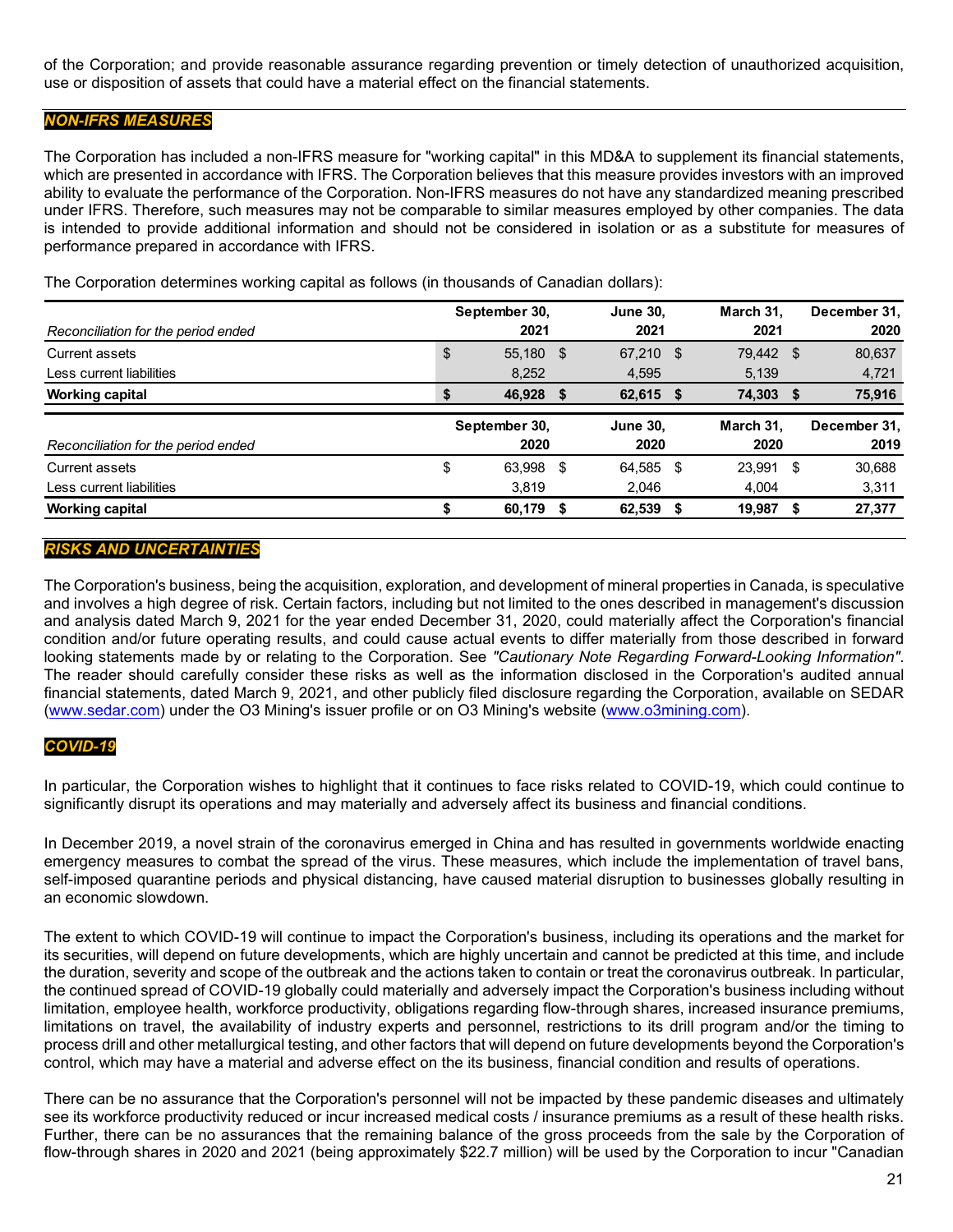of the Corporation; and provide reasonable assurance regarding prevention or timely detection of unauthorized acquisition, use or disposition of assets that could have a material effect on the financial statements.

## *NON-IFRS MEASURES*

The Corporation has included a non-IFRS measure for "working capital" in this MD&A to supplement its financial statements, which are presented in accordance with IFRS. The Corporation believes that this measure provides investors with an improved ability to evaluate the performance of the Corporation. Non-IFRS measures do not have any standardized meaning prescribed under IFRS. Therefore, such measures may not be comparable to similar measures employed by other companies. The data is intended to provide additional information and should not be considered in isolation or as a substitute for measures of performance prepared in accordance with IFRS.

The Corporation determines working capital as follows (in thousands of Canadian dollars):

| *Reconciliation for the period ended* | September 30, 2021 | June 30, 2021 | March 31, 2021 | December 31, 2020 |
|---|---|---|---|---|
| Current assets | $ 55,180 | $ 67,210 | $ 79,442 | $ 80,637 |
| Less current liabilities | 8,252 | 4,595 | 5,139 | 4,721 |
| **Working capital** | **$ 46,928** | **$ 62,615** | **$ 74,303** | **$ 75,916** |

| *Reconciliation for the period ended* | September 30, 2020 | June 30, 2020 | March 31, 2020 | December 31, 2019 |
|---|---|---|---|---|
| Current assets | $ 63,998 | $ 64,585 | $ 23,991 | $ 30,688 |
| Less current liabilities | 3,819 | 2,046 | 4,004 | 3,311 |
| **Working capital** | **$ 60,179** | **$ 62,539** | **$ 19,987** | **$ 27,377** |

## *RISKS AND UNCERTAINTIES*

The Corporation's business, being the acquisition, exploration, and development of mineral properties in Canada, is speculative and involves a high degree of risk. Certain factors, including but not limited to the ones described in management's discussion and analysis dated March 9, 2021 for the year ended December 31, 2020, could materially affect the Corporation's financial condition and/or future operating results, and could cause actual events to differ materially from those described in forward looking statements made by or relating to the Corporation. See *"Cautionary Note Regarding Forward-Looking Information"*. The reader should carefully consider these risks as well as the information disclosed in the Corporation's audited annual financial statements, dated March 9, 2021, and other publicly filed disclosure regarding the Corporation, available on SEDAR (www.sedar.com) under the O3 Mining's issuer profile or on O3 Mining's website (www.o3mining.com).

## *COVID-19*

In particular, the Corporation wishes to highlight that it continues to face risks related to COVID-19, which could continue to significantly disrupt its operations and may materially and adversely affect its business and financial conditions.

In December 2019, a novel strain of the coronavirus emerged in China and has resulted in governments worldwide enacting emergency measures to combat the spread of the virus. These measures, which include the implementation of travel bans, self-imposed quarantine periods and physical distancing, have caused material disruption to businesses globally resulting in an economic slowdown.

The extent to which COVID-19 will continue to impact the Corporation's business, including its operations and the market for its securities, will depend on future developments, which are highly uncertain and cannot be predicted at this time, and include the duration, severity and scope of the outbreak and the actions taken to contain or treat the coronavirus outbreak. In particular, the continued spread of COVID-19 globally could materially and adversely impact the Corporation's business including without limitation, employee health, workforce productivity, obligations regarding flow-through shares, increased insurance premiums, limitations on travel, the availability of industry experts and personnel, restrictions to its drill program and/or the timing to process drill and other metallurgical testing, and other factors that will depend on future developments beyond the Corporation's control, which may have a material and adverse effect on the its business, financial condition and results of operations.

There can be no assurance that the Corporation's personnel will not be impacted by these pandemic diseases and ultimately see its workforce productivity reduced or incur increased medical costs / insurance premiums as a result of these health risks. Further, there can be no assurances that the remaining balance of the gross proceeds from the sale by the Corporation of flow-through shares in 2020 and 2021 (being approximately $22.7 million) will be used by the Corporation to incur "Canadian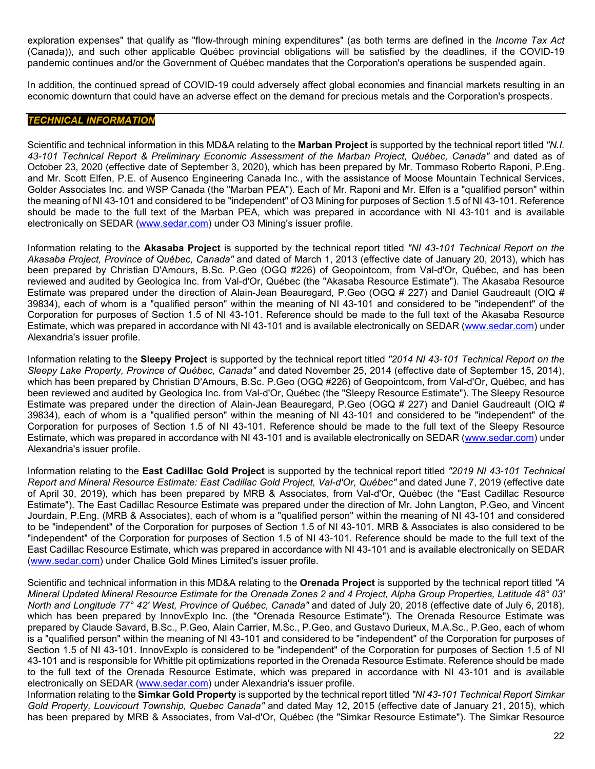exploration expenses" that qualify as "flow-through mining expenditures" (as both terms are defined in the *Income Tax Act* (Canada)), and such other applicable Québec provincial obligations will be satisfied by the deadlines, if the COVID-19 pandemic continues and/or the Government of Québec mandates that the Corporation's operations be suspended again.

In addition, the continued spread of COVID-19 could adversely affect global economies and financial markets resulting in an economic downturn that could have an adverse effect on the demand for precious metals and the Corporation's prospects.

## ***TECHNICAL INFORMATION***

Scientific and technical information in this MD&A relating to the **Marban Project** is supported by the technical report titled *"N.I. 43-101 Technical Report & Preliminary Economic Assessment of the Marban Project, Québec, Canada"* and dated as of October 23, 2020 (effective date of September 3, 2020), which has been prepared by Mr. Tommaso Roberto Raponi, P.Eng. and Mr. Scott Elfen, P.E. of Ausenco Engineering Canada Inc., with the assistance of Moose Mountain Technical Services, Golder Associates Inc. and WSP Canada (the "Marban PEA"). Each of Mr. Raponi and Mr. Elfen is a "qualified person" within the meaning of NI 43-101 and considered to be "independent" of O3 Mining for purposes of Section 1.5 of NI 43-101. Reference should be made to the full text of the Marban PEA, which was prepared in accordance with NI 43-101 and is available electronically on SEDAR (www.sedar.com) under O3 Mining's issuer profile.

Information relating to the **Akasaba Project** is supported by the technical report titled *"NI 43-101 Technical Report on the Akasaba Project, Province of Québec, Canada"* and dated of March 1, 2013 (effective date of January 20, 2013), which has been prepared by Christian D'Amours, B.Sc. P.Geo (OGQ #226) of Geopointcom, from Val-d'Or, Québec, and has been reviewed and audited by Geologica Inc. from Val-d'Or, Québec (the "Akasaba Resource Estimate"). The Akasaba Resource Estimate was prepared under the direction of Alain-Jean Beauregard, P.Geo (OGQ # 227) and Daniel Gaudreault (OIQ # 39834), each of whom is a "qualified person" within the meaning of NI 43-101 and considered to be "independent" of the Corporation for purposes of Section 1.5 of NI 43-101. Reference should be made to the full text of the Akasaba Resource Estimate, which was prepared in accordance with NI 43-101 and is available electronically on SEDAR (www.sedar.com) under Alexandria's issuer profile.

Information relating to the **Sleepy Project** is supported by the technical report titled *"2014 NI 43-101 Technical Report on the Sleepy Lake Property, Province of Québec, Canada"* and dated November 25, 2014 (effective date of September 15, 2014), which has been prepared by Christian D'Amours, B.Sc. P.Geo (OGQ #226) of Geopointcom, from Val-d'Or, Québec, and has been reviewed and audited by Geologica Inc. from Val-d'Or, Québec (the "Sleepy Resource Estimate"). The Sleepy Resource Estimate was prepared under the direction of Alain-Jean Beauregard, P.Geo (OGQ # 227) and Daniel Gaudreault (OIQ # 39834), each of whom is a "qualified person" within the meaning of NI 43-101 and considered to be "independent" of the Corporation for purposes of Section 1.5 of NI 43-101. Reference should be made to the full text of the Sleepy Resource Estimate, which was prepared in accordance with NI 43-101 and is available electronically on SEDAR (www.sedar.com) under Alexandria's issuer profile.

Information relating to the **East Cadillac Gold Project** is supported by the technical report titled *"2019 NI 43-101 Technical Report and Mineral Resource Estimate: East Cadillac Gold Project, Val-d'Or, Québec"* and dated June 7, 2019 (effective date of April 30, 2019), which has been prepared by MRB & Associates, from Val-d'Or, Québec (the "East Cadillac Resource Estimate"). The East Cadillac Resource Estimate was prepared under the direction of Mr. John Langton, P.Geo, and Vincent Jourdain, P.Eng. (MRB & Associates), each of whom is a "qualified person" within the meaning of NI 43-101 and considered to be "independent" of the Corporation for purposes of Section 1.5 of NI 43-101. MRB & Associates is also considered to be "independent" of the Corporation for purposes of Section 1.5 of NI 43-101. Reference should be made to the full text of the East Cadillac Resource Estimate, which was prepared in accordance with NI 43-101 and is available electronically on SEDAR (www.sedar.com) under Chalice Gold Mines Limited's issuer profile.

Scientific and technical information in this MD&A relating to the **Orenada Project** is supported by the technical report titled *"A Mineral Updated Mineral Resource Estimate for the Orenada Zones 2 and 4 Project, Alpha Group Properties, Latitude 48° 03' North and Longitude 77° 42' West, Province of Québec, Canada"* and dated of July 20, 2018 (effective date of July 6, 2018), which has been prepared by InnovExplo Inc. (the "Orenada Resource Estimate"). The Orenada Resource Estimate was prepared by Claude Savard, B.Sc., P.Geo, Alain Carrier, M.Sc., P.Geo, and Gustavo Durieux, M.A.Sc., P.Geo, each of whom is a "qualified person" within the meaning of NI 43-101 and considered to be "independent" of the Corporation for purposes of Section 1.5 of NI 43-101. InnovExplo is considered to be "independent" of the Corporation for purposes of Section 1.5 of NI 43-101 and is responsible for Whittle pit optimizations reported in the Orenada Resource Estimate. Reference should be made to the full text of the Orenada Resource Estimate, which was prepared in accordance with NI 43-101 and is available electronically on SEDAR (www.sedar.com) under Alexandria's issuer profile.

Information relating to the **Simkar Gold Property** is supported by the technical report titled *"NI 43-101 Technical Report Simkar Gold Property, Louvicourt Township, Quebec Canada"* and dated May 12, 2015 (effective date of January 21, 2015), which has been prepared by MRB & Associates, from Val-d'Or, Québec (the "Simkar Resource Estimate"). The Simkar Resource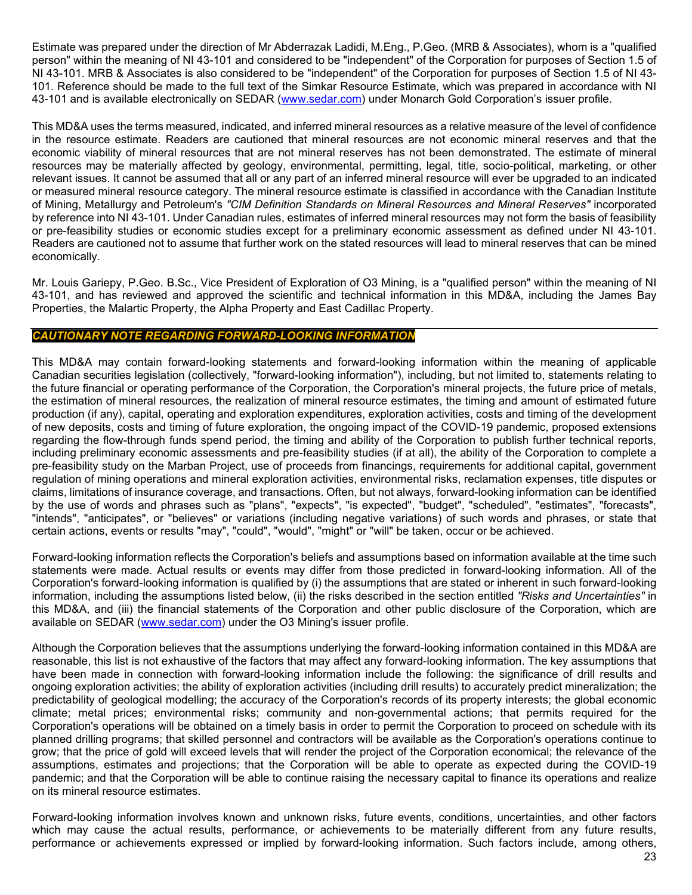Estimate was prepared under the direction of Mr Abderrazak Ladidi, M.Eng., P.Geo. (MRB & Associates), whom is a "qualified person" within the meaning of NI 43-101 and considered to be "independent" of the Corporation for purposes of Section 1.5 of NI 43-101. MRB & Associates is also considered to be "independent" of the Corporation for purposes of Section 1.5 of NI 43-101. Reference should be made to the full text of the Simkar Resource Estimate, which was prepared in accordance with NI 43-101 and is available electronically on SEDAR (www.sedar.com) under Monarch Gold Corporation's issuer profile.

This MD&A uses the terms measured, indicated, and inferred mineral resources as a relative measure of the level of confidence in the resource estimate. Readers are cautioned that mineral resources are not economic mineral reserves and that the economic viability of mineral resources that are not mineral reserves has not been demonstrated. The estimate of mineral resources may be materially affected by geology, environmental, permitting, legal, title, socio-political, marketing, or other relevant issues. It cannot be assumed that all or any part of an inferred mineral resource will ever be upgraded to an indicated or measured mineral resource category. The mineral resource estimate is classified in accordance with the Canadian Institute of Mining, Metallurgy and Petroleum's *"CIM Definition Standards on Mineral Resources and Mineral Reserves"* incorporated by reference into NI 43-101. Under Canadian rules, estimates of inferred mineral resources may not form the basis of feasibility or pre-feasibility studies or economic studies except for a preliminary economic assessment as defined under NI 43-101. Readers are cautioned not to assume that further work on the stated resources will lead to mineral reserves that can be mined economically.

Mr. Louis Gariepy, P.Geo. B.Sc., Vice President of Exploration of O3 Mining, is a "qualified person" within the meaning of NI 43-101, and has reviewed and approved the scientific and technical information in this MD&A, including the James Bay Properties, the Malartic Property, the Alpha Property and East Cadillac Property.

## *CAUTIONARY NOTE REGARDING FORWARD-LOOKING INFORMATION*

This MD&A may contain forward-looking statements and forward-looking information within the meaning of applicable Canadian securities legislation (collectively, "forward-looking information"), including, but not limited to, statements relating to the future financial or operating performance of the Corporation, the Corporation's mineral projects, the future price of metals, the estimation of mineral resources, the realization of mineral resource estimates, the timing and amount of estimated future production (if any), capital, operating and exploration expenditures, exploration activities, costs and timing of the development of new deposits, costs and timing of future exploration, the ongoing impact of the COVID-19 pandemic, proposed extensions regarding the flow-through funds spend period, the timing and ability of the Corporation to publish further technical reports, including preliminary economic assessments and pre-feasibility studies (if at all), the ability of the Corporation to complete a pre-feasibility study on the Marban Project, use of proceeds from financings, requirements for additional capital, government regulation of mining operations and mineral exploration activities, environmental risks, reclamation expenses, title disputes or claims, limitations of insurance coverage, and transactions. Often, but not always, forward-looking information can be identified by the use of words and phrases such as "plans", "expects", "is expected", "budget", "scheduled", "estimates", "forecasts", "intends", "anticipates", or "believes" or variations (including negative variations) of such words and phrases, or state that certain actions, events or results "may", "could", "would", "might" or "will" be taken, occur or be achieved.

Forward-looking information reflects the Corporation's beliefs and assumptions based on information available at the time such statements were made. Actual results or events may differ from those predicted in forward-looking information. All of the Corporation's forward-looking information is qualified by (i) the assumptions that are stated or inherent in such forward-looking information, including the assumptions listed below, (ii) the risks described in the section entitled *"Risks and Uncertainties"* in this MD&A, and (iii) the financial statements of the Corporation and other public disclosure of the Corporation, which are available on SEDAR (www.sedar.com) under the O3 Mining's issuer profile.

Although the Corporation believes that the assumptions underlying the forward-looking information contained in this MD&A are reasonable, this list is not exhaustive of the factors that may affect any forward-looking information. The key assumptions that have been made in connection with forward-looking information include the following: the significance of drill results and ongoing exploration activities; the ability of exploration activities (including drill results) to accurately predict mineralization; the predictability of geological modelling; the accuracy of the Corporation's records of its property interests; the global economic climate; metal prices; environmental risks; community and non-governmental actions; that permits required for the Corporation's operations will be obtained on a timely basis in order to permit the Corporation to proceed on schedule with its planned drilling programs; that skilled personnel and contractors will be available as the Corporation's operations continue to grow; that the price of gold will exceed levels that will render the project of the Corporation economical; the relevance of the assumptions, estimates and projections; that the Corporation will be able to operate as expected during the COVID-19 pandemic; and that the Corporation will be able to continue raising the necessary capital to finance its operations and realize on its mineral resource estimates.

Forward-looking information involves known and unknown risks, future events, conditions, uncertainties, and other factors which may cause the actual results, performance, or achievements to be materially different from any future results, performance or achievements expressed or implied by forward-looking information. Such factors include, among others,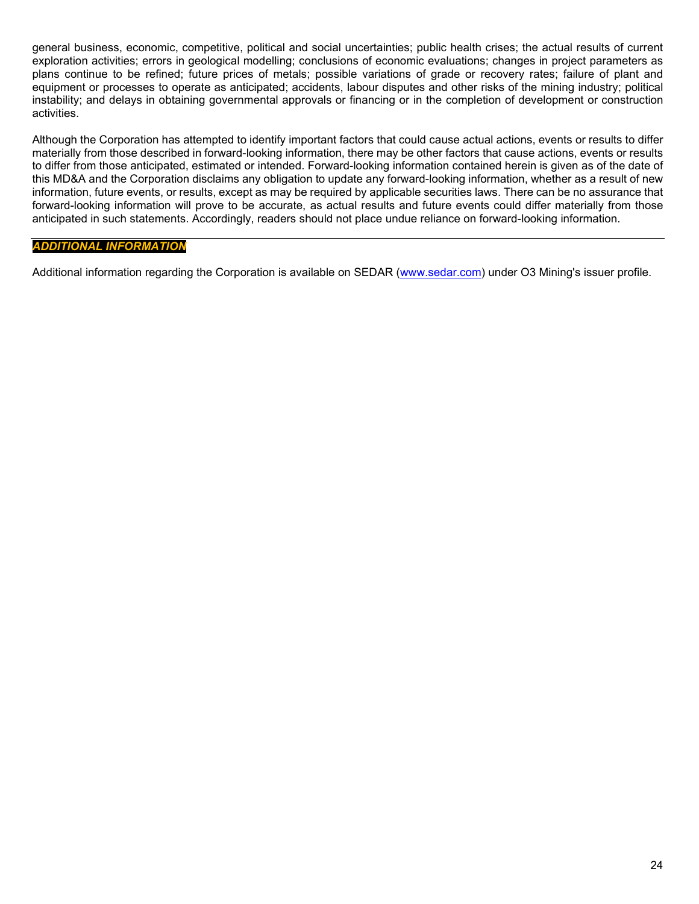general business, economic, competitive, political and social uncertainties; public health crises; the actual results of current exploration activities; errors in geological modelling; conclusions of economic evaluations; changes in project parameters as plans continue to be refined; future prices of metals; possible variations of grade or recovery rates; failure of plant and equipment or processes to operate as anticipated; accidents, labour disputes and other risks of the mining industry; political instability; and delays in obtaining governmental approvals or financing or in the completion of development or construction activities.

Although the Corporation has attempted to identify important factors that could cause actual actions, events or results to differ materially from those described in forward-looking information, there may be other factors that cause actions, events or results to differ from those anticipated, estimated or intended. Forward-looking information contained herein is given as of the date of this MD&A and the Corporation disclaims any obligation to update any forward-looking information, whether as a result of new information, future events, or results, except as may be required by applicable securities laws. There can be no assurance that forward-looking information will prove to be accurate, as actual results and future events could differ materially from those anticipated in such statements. Accordingly, readers should not place undue reliance on forward-looking information.

## *ADDITIONAL INFORMATION*

Additional information regarding the Corporation is available on SEDAR (www.sedar.com) under O3 Mining's issuer profile.